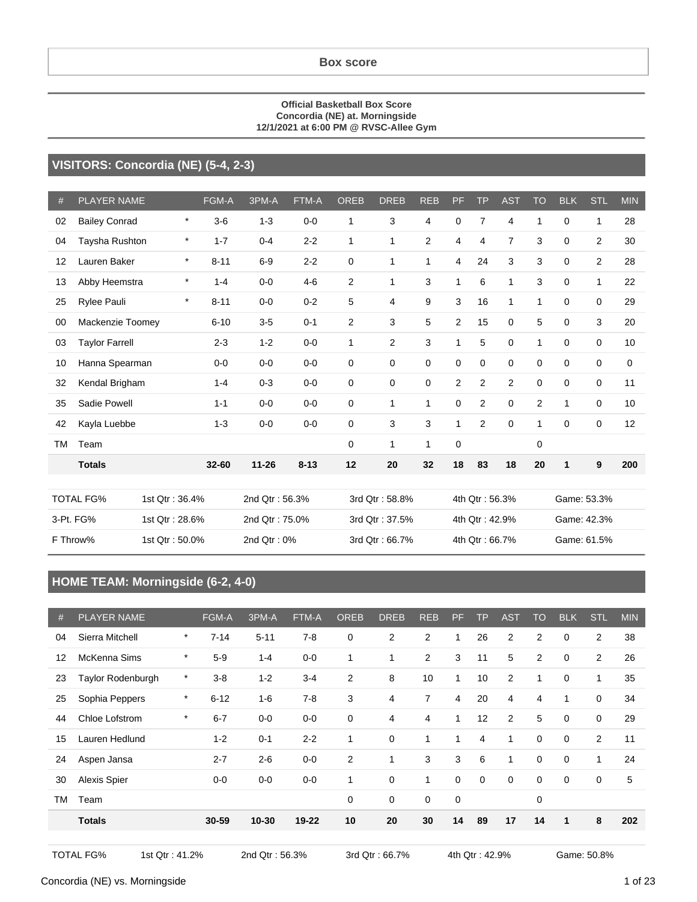## Box score

**Official Basketball Box Score**
**Concordia (NE) at. Morningside**
**12/1/2021 at 6:00 PM @ RVSC-Allee Gym**

## VISITORS: Concordia (NE) (5-4, 2-3)

| # | PLAYER NAME | | FGM-A | 3PM-A | FTM-A | OREB | DREB | REB | PF | TP | AST | TO | BLK | STL | MIN |
|---|---|---|---|---|---|---|---|---|---|---|---|---|---|---|---|
| 02 | Bailey Conrad | * | 3-6 | 1-3 | 0-0 | 1 | 3 | 4 | 0 | 7 | 4 | 1 | 0 | 1 | 28 |
| 04 | Taysha Rushton | * | 1-7 | 0-4 | 2-2 | 1 | 1 | 2 | 4 | 4 | 7 | 3 | 0 | 2 | 30 |
| 12 | Lauren Baker | * | 8-11 | 6-9 | 2-2 | 0 | 1 | 1 | 4 | 24 | 3 | 3 | 0 | 2 | 28 |
| 13 | Abby Heemstra | * | 1-4 | 0-0 | 4-6 | 2 | 1 | 3 | 1 | 6 | 1 | 3 | 0 | 1 | 22 |
| 25 | Rylee Pauli | * | 8-11 | 0-0 | 0-2 | 5 | 4 | 9 | 3 | 16 | 1 | 1 | 0 | 0 | 29 |
| 00 | Mackenzie Toomey | | 6-10 | 3-5 | 0-1 | 2 | 3 | 5 | 2 | 15 | 0 | 5 | 0 | 3 | 20 |
| 03 | Taylor Farrell | | 2-3 | 1-2 | 0-0 | 1 | 2 | 3 | 1 | 5 | 0 | 1 | 0 | 0 | 10 |
| 10 | Hanna Spearman | | 0-0 | 0-0 | 0-0 | 0 | 0 | 0 | 0 | 0 | 0 | 0 | 0 | 0 | 0 |
| 32 | Kendal Brigham | | 1-4 | 0-3 | 0-0 | 0 | 0 | 0 | 2 | 2 | 2 | 0 | 0 | 0 | 11 |
| 35 | Sadie Powell | | 1-1 | 0-0 | 0-0 | 0 | 1 | 1 | 0 | 2 | 0 | 2 | 1 | 0 | 10 |
| 42 | Kayla Luebbe | | 1-3 | 0-0 | 0-0 | 0 | 3 | 3 | 1 | 2 | 0 | 1 | 0 | 0 | 12 |
| TM | Team | | | | | 0 | 1 | 1 | 0 | | | 0 | | | |
| | **Totals** | | **32-60** | **11-26** | **8-13** | **12** | **20** | **32** | **18** | **83** | **18** | **20** | **1** | **9** | **200** |

| | | | | | |
|---|---|---|---|---|---|
| TOTAL FG% | 1st Qtr : 36.4% | 2nd Qtr : 56.3% | 3rd Qtr : 58.8% | 4th Qtr : 56.3% | Game: 53.3% |
| 3-Pt. FG% | 1st Qtr : 28.6% | 2nd Qtr : 75.0% | 3rd Qtr : 37.5% | 4th Qtr : 42.9% | Game: 42.3% |
| F Throw% | 1st Qtr : 50.0% | 2nd Qtr : 0% | 3rd Qtr : 66.7% | 4th Qtr : 66.7% | Game: 61.5% |

## HOME TEAM: Morningside (6-2, 4-0)

| # | PLAYER NAME | | FGM-A | 3PM-A | FTM-A | OREB | DREB | REB | PF | TP | AST | TO | BLK | STL | MIN |
|---|---|---|---|---|---|---|---|---|---|---|---|---|---|---|---|
| 04 | Sierra Mitchell | * | 7-14 | 5-11 | 7-8 | 0 | 2 | 2 | 1 | 26 | 2 | 2 | 0 | 2 | 38 |
| 12 | McKenna Sims | * | 5-9 | 1-4 | 0-0 | 1 | 1 | 2 | 3 | 11 | 5 | 2 | 0 | 2 | 26 |
| 23 | Taylor Rodenburgh | * | 3-8 | 1-2 | 3-4 | 2 | 8 | 10 | 1 | 10 | 2 | 1 | 0 | 1 | 35 |
| 25 | Sophia Peppers | * | 6-12 | 1-6 | 7-8 | 3 | 4 | 7 | 4 | 20 | 4 | 4 | 1 | 0 | 34 |
| 44 | Chloe Lofstrom | * | 6-7 | 0-0 | 0-0 | 0 | 4 | 4 | 1 | 12 | 2 | 5 | 0 | 0 | 29 |
| 15 | Lauren Hedlund | | 1-2 | 0-1 | 2-2 | 1 | 0 | 1 | 1 | 4 | 1 | 0 | 0 | 2 | 11 |
| 24 | Aspen Jansa | | 2-7 | 2-6 | 0-0 | 2 | 1 | 3 | 3 | 6 | 1 | 0 | 0 | 1 | 24 |
| 30 | Alexis Spier | | 0-0 | 0-0 | 0-0 | 1 | 0 | 1 | 0 | 0 | 0 | 0 | 0 | 0 | 5 |
| TM | Team | | | | | 0 | 0 | 0 | 0 | | | 0 | | | |
| | **Totals** | | **30-59** | **10-30** | **19-22** | **10** | **20** | **30** | **14** | **89** | **17** | **14** | **1** | **8** | **202** |

| | | | | | |
|---|---|---|---|---|---|
| TOTAL FG% | 1st Qtr : 41.2% | 2nd Qtr : 56.3% | 3rd Qtr : 66.7% | 4th Qtr : 42.9% | Game: 50.8% |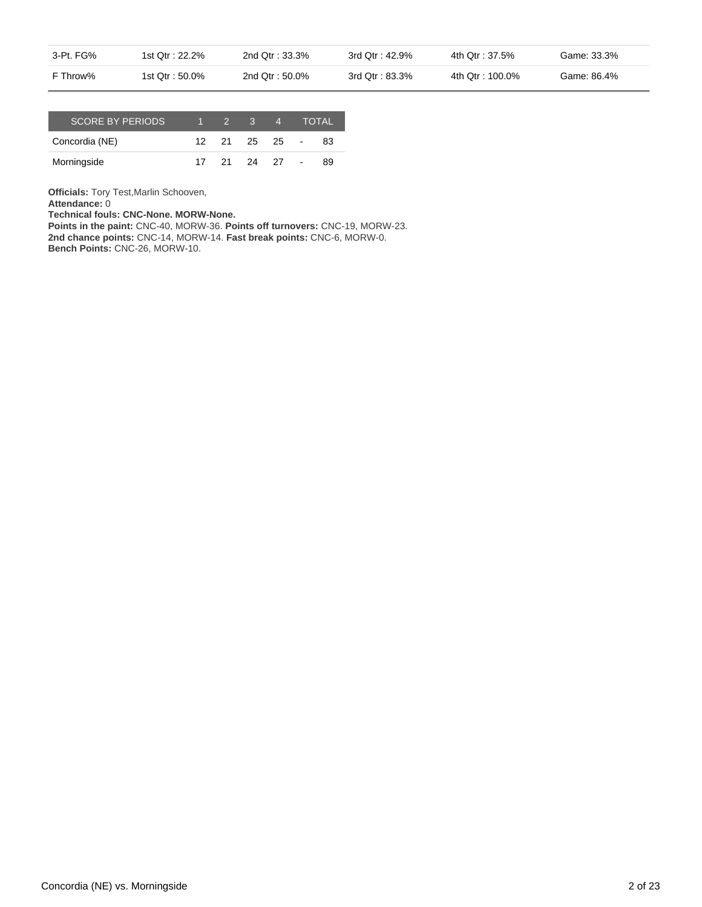| 3-Pt. FG% | 1st Qtr : 22.2% | 2nd Qtr : 33.3% | 3rd Qtr : 42.9% | 4th Qtr : 37.5% | Game: 33.3% |
|---|---|---|---|---|---|
| F Throw% | 1st Qtr : 50.0% | 2nd Qtr : 50.0% | 3rd Qtr : 83.3% | 4th Qtr : 100.0% | Game: 86.4% |

| SCORE BY PERIODS | 1 | 2 | 3 | 4 | | TOTAL |
|---|---|---|---|---|---|---|
| Concordia (NE) | 12 | 21 | 25 | 25 | - | 83 |
| Morningside | 17 | 21 | 24 | 27 | - | 89 |

**Officials:** Tory Test,Marlin Schooven,
**Attendance:** 0
**Technical fouls: CNC-None. MORW-None.**
**Points in the paint:** CNC-40, MORW-36. **Points off turnovers:** CNC-19, MORW-23.
**2nd chance points:** CNC-14, MORW-14. **Fast break points:** CNC-6, MORW-0.
**Bench Points:** CNC-26, MORW-10.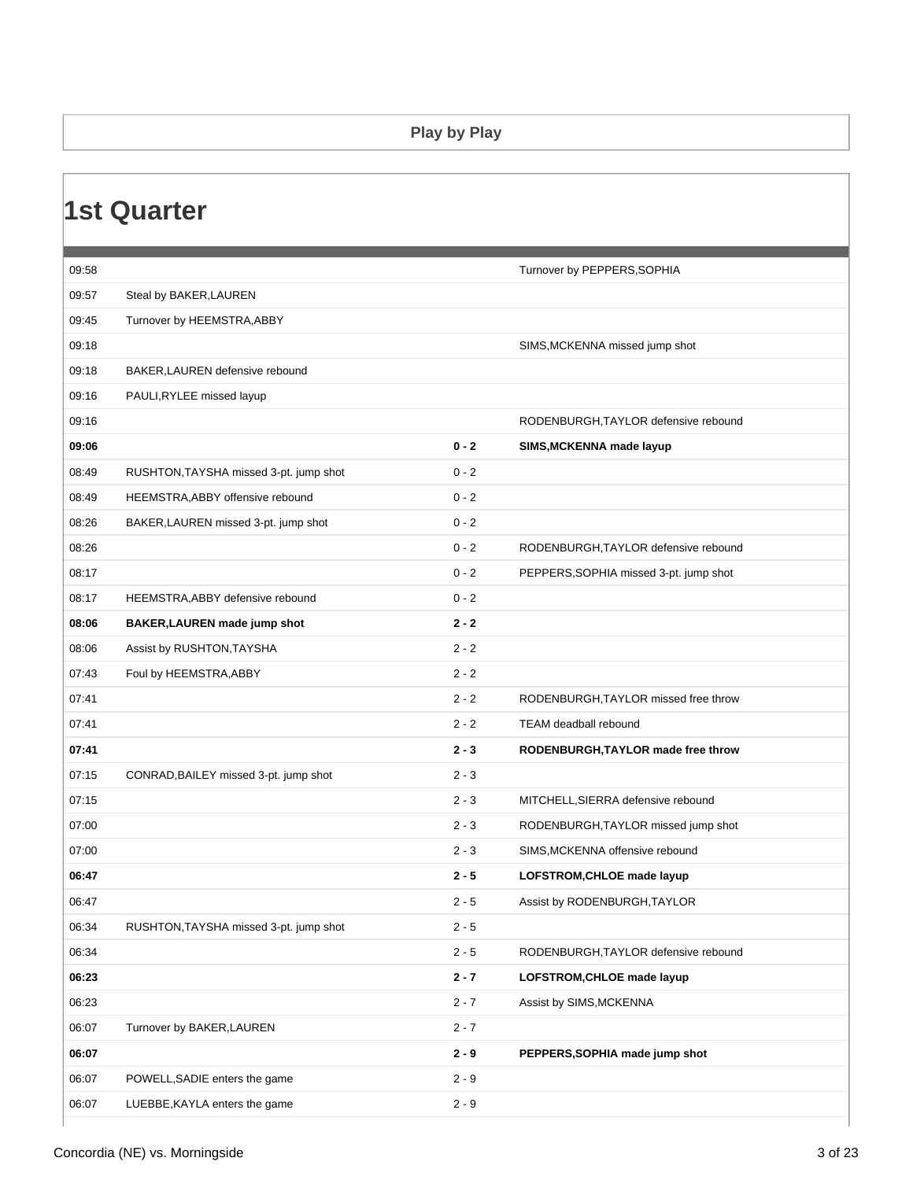## Play by Play

# 1st Quarter

| Time | Concordia (NE) | Score | Morningside |
|---|---|---|---|
| 09:58 | | | Turnover by PEPPERS,SOPHIA |
| 09:57 | Steal by BAKER,LAUREN | | |
| 09:45 | Turnover by HEEMSTRA,ABBY | | |
| 09:18 | | | SIMS,MCKENNA missed jump shot |
| 09:18 | BAKER,LAUREN defensive rebound | | |
| 09:16 | PAULI,RYLEE missed layup | | |
| 09:16 | | | RODENBURGH,TAYLOR defensive rebound |
| **09:06** | | **0 - 2** | **SIMS,MCKENNA made layup** |
| 08:49 | RUSHTON,TAYSHA missed 3-pt. jump shot | 0 - 2 | |
| 08:49 | HEEMSTRA,ABBY offensive rebound | 0 - 2 | |
| 08:26 | BAKER,LAUREN missed 3-pt. jump shot | 0 - 2 | |
| 08:26 | | 0 - 2 | RODENBURGH,TAYLOR defensive rebound |
| 08:17 | | 0 - 2 | PEPPERS,SOPHIA missed 3-pt. jump shot |
| 08:17 | HEEMSTRA,ABBY defensive rebound | 0 - 2 | |
| **08:06** | **BAKER,LAUREN made jump shot** | **2 - 2** | |
| 08:06 | Assist by RUSHTON,TAYSHA | 2 - 2 | |
| 07:43 | Foul by HEEMSTRA,ABBY | 2 - 2 | |
| 07:41 | | 2 - 2 | RODENBURGH,TAYLOR missed free throw |
| 07:41 | | 2 - 2 | TEAM deadball rebound |
| **07:41** | | **2 - 3** | **RODENBURGH,TAYLOR made free throw** |
| 07:15 | CONRAD,BAILEY missed 3-pt. jump shot | 2 - 3 | |
| 07:15 | | 2 - 3 | MITCHELL,SIERRA defensive rebound |
| 07:00 | | 2 - 3 | RODENBURGH,TAYLOR missed jump shot |
| 07:00 | | 2 - 3 | SIMS,MCKENNA offensive rebound |
| **06:47** | | **2 - 5** | **LOFSTROM,CHLOE made layup** |
| 06:47 | | 2 - 5 | Assist by RODENBURGH,TAYLOR |
| 06:34 | RUSHTON,TAYSHA missed 3-pt. jump shot | 2 - 5 | |
| 06:34 | | 2 - 5 | RODENBURGH,TAYLOR defensive rebound |
| **06:23** | | **2 - 7** | **LOFSTROM,CHLOE made layup** |
| 06:23 | | 2 - 7 | Assist by SIMS,MCKENNA |
| 06:07 | Turnover by BAKER,LAUREN | 2 - 7 | |
| **06:07** | | **2 - 9** | **PEPPERS,SOPHIA made jump shot** |
| 06:07 | POWELL,SADIE enters the game | 2 - 9 | |
| 06:07 | LUEBBE,KAYLA enters the game | 2 - 9 | |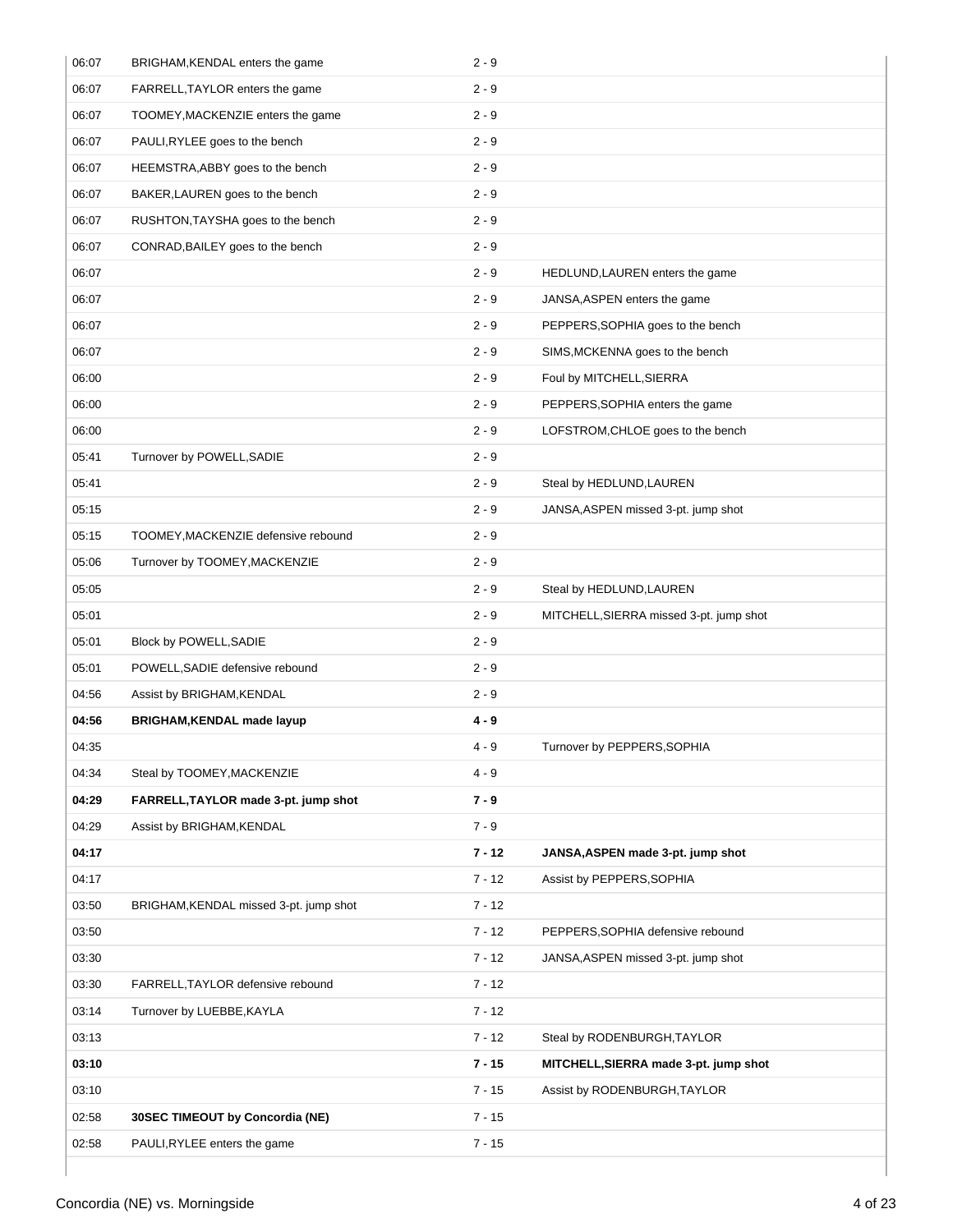| Time | Concordia (NE) | Score | Morningside |
|---|---|---|---|
| 06:07 | BRIGHAM,KENDAL enters the game | 2 - 9 | |
| 06:07 | FARRELL,TAYLOR enters the game | 2 - 9 | |
| 06:07 | TOOMEY,MACKENZIE enters the game | 2 - 9 | |
| 06:07 | PAULI,RYLEE goes to the bench | 2 - 9 | |
| 06:07 | HEEMSTRA,ABBY goes to the bench | 2 - 9 | |
| 06:07 | BAKER,LAUREN goes to the bench | 2 - 9 | |
| 06:07 | RUSHTON,TAYSHA goes to the bench | 2 - 9 | |
| 06:07 | CONRAD,BAILEY goes to the bench | 2 - 9 | |
| 06:07 | | 2 - 9 | HEDLUND,LAUREN enters the game |
| 06:07 | | 2 - 9 | JANSA,ASPEN enters the game |
| 06:07 | | 2 - 9 | PEPPERS,SOPHIA goes to the bench |
| 06:07 | | 2 - 9 | SIMS,MCKENNA goes to the bench |
| 06:00 | | 2 - 9 | Foul by MITCHELL,SIERRA |
| 06:00 | | 2 - 9 | PEPPERS,SOPHIA enters the game |
| 06:00 | | 2 - 9 | LOFSTROM,CHLOE goes to the bench |
| 05:41 | Turnover by POWELL,SADIE | 2 - 9 | |
| 05:41 | | 2 - 9 | Steal by HEDLUND,LAUREN |
| 05:15 | | 2 - 9 | JANSA,ASPEN missed 3-pt. jump shot |
| 05:15 | TOOMEY,MACKENZIE defensive rebound | 2 - 9 | |
| 05:06 | Turnover by TOOMEY,MACKENZIE | 2 - 9 | |
| 05:05 | | 2 - 9 | Steal by HEDLUND,LAUREN |
| 05:01 | | 2 - 9 | MITCHELL,SIERRA missed 3-pt. jump shot |
| 05:01 | Block by POWELL,SADIE | 2 - 9 | |
| 05:01 | POWELL,SADIE defensive rebound | 2 - 9 | |
| 04:56 | Assist by BRIGHAM,KENDAL | 2 - 9 | |
| **04:56** | **BRIGHAM,KENDAL made layup** | **4 - 9** | |
| 04:35 | | 4 - 9 | Turnover by PEPPERS,SOPHIA |
| 04:34 | Steal by TOOMEY,MACKENZIE | 4 - 9 | |
| **04:29** | **FARRELL,TAYLOR made 3-pt. jump shot** | **7 - 9** | |
| 04:29 | Assist by BRIGHAM,KENDAL | 7 - 9 | |
| **04:17** | | **7 - 12** | **JANSA,ASPEN made 3-pt. jump shot** |
| 04:17 | | 7 - 12 | Assist by PEPPERS,SOPHIA |
| 03:50 | BRIGHAM,KENDAL missed 3-pt. jump shot | 7 - 12 | |
| 03:50 | | 7 - 12 | PEPPERS,SOPHIA defensive rebound |
| 03:30 | | 7 - 12 | JANSA,ASPEN missed 3-pt. jump shot |
| 03:30 | FARRELL,TAYLOR defensive rebound | 7 - 12 | |
| 03:14 | Turnover by LUEBBE,KAYLA | 7 - 12 | |
| 03:13 | | 7 - 12 | Steal by RODENBURGH,TAYLOR |
| **03:10** | | **7 - 15** | **MITCHELL,SIERRA made 3-pt. jump shot** |
| 03:10 | | 7 - 15 | Assist by RODENBURGH,TAYLOR |
| 02:58 | **30SEC TIMEOUT by Concordia (NE)** | 7 - 15 | |
| 02:58 | PAULI,RYLEE enters the game | 7 - 15 | |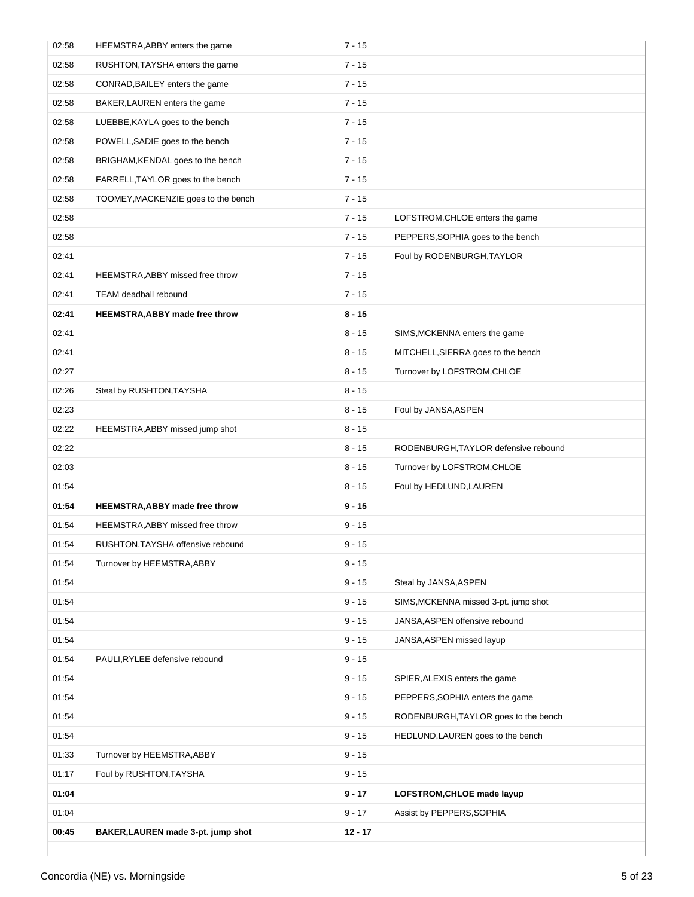| | | | |
|---|---|---|---|
| 02:58 | HEEMSTRA,ABBY enters the game | 7 - 15 | |
| 02:58 | RUSHTON,TAYSHA enters the game | 7 - 15 | |
| 02:58 | CONRAD,BAILEY enters the game | 7 - 15 | |
| 02:58 | BAKER,LAUREN enters the game | 7 - 15 | |
| 02:58 | LUEBBE,KAYLA goes to the bench | 7 - 15 | |
| 02:58 | POWELL,SADIE goes to the bench | 7 - 15 | |
| 02:58 | BRIGHAM,KENDAL goes to the bench | 7 - 15 | |
| 02:58 | FARRELL,TAYLOR goes to the bench | 7 - 15 | |
| 02:58 | TOOMEY,MACKENZIE goes to the bench | 7 - 15 | |
| 02:58 | | 7 - 15 | LOFSTROM,CHLOE enters the game |
| 02:58 | | 7 - 15 | PEPPERS,SOPHIA goes to the bench |
| 02:41 | | 7 - 15 | Foul by RODENBURGH,TAYLOR |
| 02:41 | HEEMSTRA,ABBY missed free throw | 7 - 15 | |
| 02:41 | TEAM deadball rebound | 7 - 15 | |
| **02:41** | **HEEMSTRA,ABBY made free throw** | **8 - 15** | |
| 02:41 | | 8 - 15 | SIMS,MCKENNA enters the game |
| 02:41 | | 8 - 15 | MITCHELL,SIERRA goes to the bench |
| 02:27 | | 8 - 15 | Turnover by LOFSTROM,CHLOE |
| 02:26 | Steal by RUSHTON,TAYSHA | 8 - 15 | |
| 02:23 | | 8 - 15 | Foul by JANSA,ASPEN |
| 02:22 | HEEMSTRA,ABBY missed jump shot | 8 - 15 | |
| 02:22 | | 8 - 15 | RODENBURGH,TAYLOR defensive rebound |
| 02:03 | | 8 - 15 | Turnover by LOFSTROM,CHLOE |
| 01:54 | | 8 - 15 | Foul by HEDLUND,LAUREN |
| **01:54** | **HEEMSTRA,ABBY made free throw** | **9 - 15** | |
| 01:54 | HEEMSTRA,ABBY missed free throw | 9 - 15 | |
| 01:54 | RUSHTON,TAYSHA offensive rebound | 9 - 15 | |
| 01:54 | Turnover by HEEMSTRA,ABBY | 9 - 15 | |
| 01:54 | | 9 - 15 | Steal by JANSA,ASPEN |
| 01:54 | | 9 - 15 | SIMS,MCKENNA missed 3-pt. jump shot |
| 01:54 | | 9 - 15 | JANSA,ASPEN offensive rebound |
| 01:54 | | 9 - 15 | JANSA,ASPEN missed layup |
| 01:54 | PAULI,RYLEE defensive rebound | 9 - 15 | |
| 01:54 | | 9 - 15 | SPIER,ALEXIS enters the game |
| 01:54 | | 9 - 15 | PEPPERS,SOPHIA enters the game |
| 01:54 | | 9 - 15 | RODENBURGH,TAYLOR goes to the bench |
| 01:54 | | 9 - 15 | HEDLUND,LAUREN goes to the bench |
| 01:33 | Turnover by HEEMSTRA,ABBY | 9 - 15 | |
| 01:17 | Foul by RUSHTON,TAYSHA | 9 - 15 | |
| **01:04** | | **9 - 17** | **LOFSTROM,CHLOE made layup** |
| 01:04 | | 9 - 17 | Assist by PEPPERS,SOPHIA |
| **00:45** | **BAKER,LAUREN made 3-pt. jump shot** | **12 - 17** | |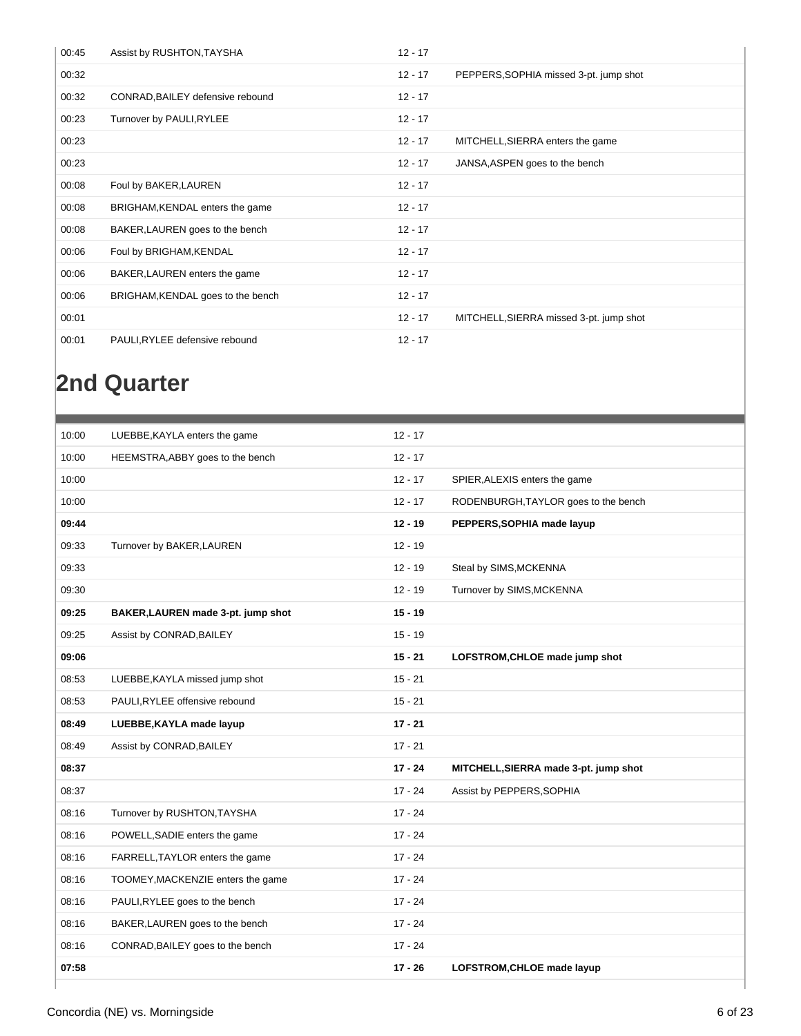| Time | Home | Score | Away |
|---|---|---|---|
| 00:45 | Assist by RUSHTON,TAYSHA | 12 - 17 | |
| 00:32 | | 12 - 17 | PEPPERS,SOPHIA missed 3-pt. jump shot |
| 00:32 | CONRAD,BAILEY defensive rebound | 12 - 17 | |
| 00:23 | Turnover by PAULI,RYLEE | 12 - 17 | |
| 00:23 | | 12 - 17 | MITCHELL,SIERRA enters the game |
| 00:23 | | 12 - 17 | JANSA,ASPEN goes to the bench |
| 00:08 | Foul by BAKER,LAUREN | 12 - 17 | |
| 00:08 | BRIGHAM,KENDAL enters the game | 12 - 17 | |
| 00:08 | BAKER,LAUREN goes to the bench | 12 - 17 | |
| 00:06 | Foul by BRIGHAM,KENDAL | 12 - 17 | |
| 00:06 | BAKER,LAUREN enters the game | 12 - 17 | |
| 00:06 | BRIGHAM,KENDAL goes to the bench | 12 - 17 | |
| 00:01 | | 12 - 17 | MITCHELL,SIERRA missed 3-pt. jump shot |
| 00:01 | PAULI,RYLEE defensive rebound | 12 - 17 | |

## 2nd Quarter

| Time | Home | Score | Away |
|---|---|---|---|
| 10:00 | LUEBBE,KAYLA enters the game | 12 - 17 | |
| 10:00 | HEEMSTRA,ABBY goes to the bench | 12 - 17 | |
| 10:00 | | 12 - 17 | SPIER,ALEXIS enters the game |
| 10:00 | | 12 - 17 | RODENBURGH,TAYLOR goes to the bench |
| **09:44** | | **12 - 19** | **PEPPERS,SOPHIA made layup** |
| 09:33 | Turnover by BAKER,LAUREN | 12 - 19 | |
| 09:33 | | 12 - 19 | Steal by SIMS,MCKENNA |
| 09:30 | | 12 - 19 | Turnover by SIMS,MCKENNA |
| **09:25** | **BAKER,LAUREN made 3-pt. jump shot** | **15 - 19** | |
| 09:25 | Assist by CONRAD,BAILEY | 15 - 19 | |
| **09:06** | | **15 - 21** | **LOFSTROM,CHLOE made jump shot** |
| 08:53 | LUEBBE,KAYLA missed jump shot | 15 - 21 | |
| 08:53 | PAULI,RYLEE offensive rebound | 15 - 21 | |
| **08:49** | **LUEBBE,KAYLA made layup** | **17 - 21** | |
| 08:49 | Assist by CONRAD,BAILEY | 17 - 21 | |
| **08:37** | | **17 - 24** | **MITCHELL,SIERRA made 3-pt. jump shot** |
| 08:37 | | 17 - 24 | Assist by PEPPERS,SOPHIA |
| 08:16 | Turnover by RUSHTON,TAYSHA | 17 - 24 | |
| 08:16 | POWELL,SADIE enters the game | 17 - 24 | |
| 08:16 | FARRELL,TAYLOR enters the game | 17 - 24 | |
| 08:16 | TOOMEY,MACKENZIE enters the game | 17 - 24 | |
| 08:16 | PAULI,RYLEE goes to the bench | 17 - 24 | |
| 08:16 | BAKER,LAUREN goes to the bench | 17 - 24 | |
| 08:16 | CONRAD,BAILEY goes to the bench | 17 - 24 | |
| **07:58** | | **17 - 26** | **LOFSTROM,CHLOE made layup** |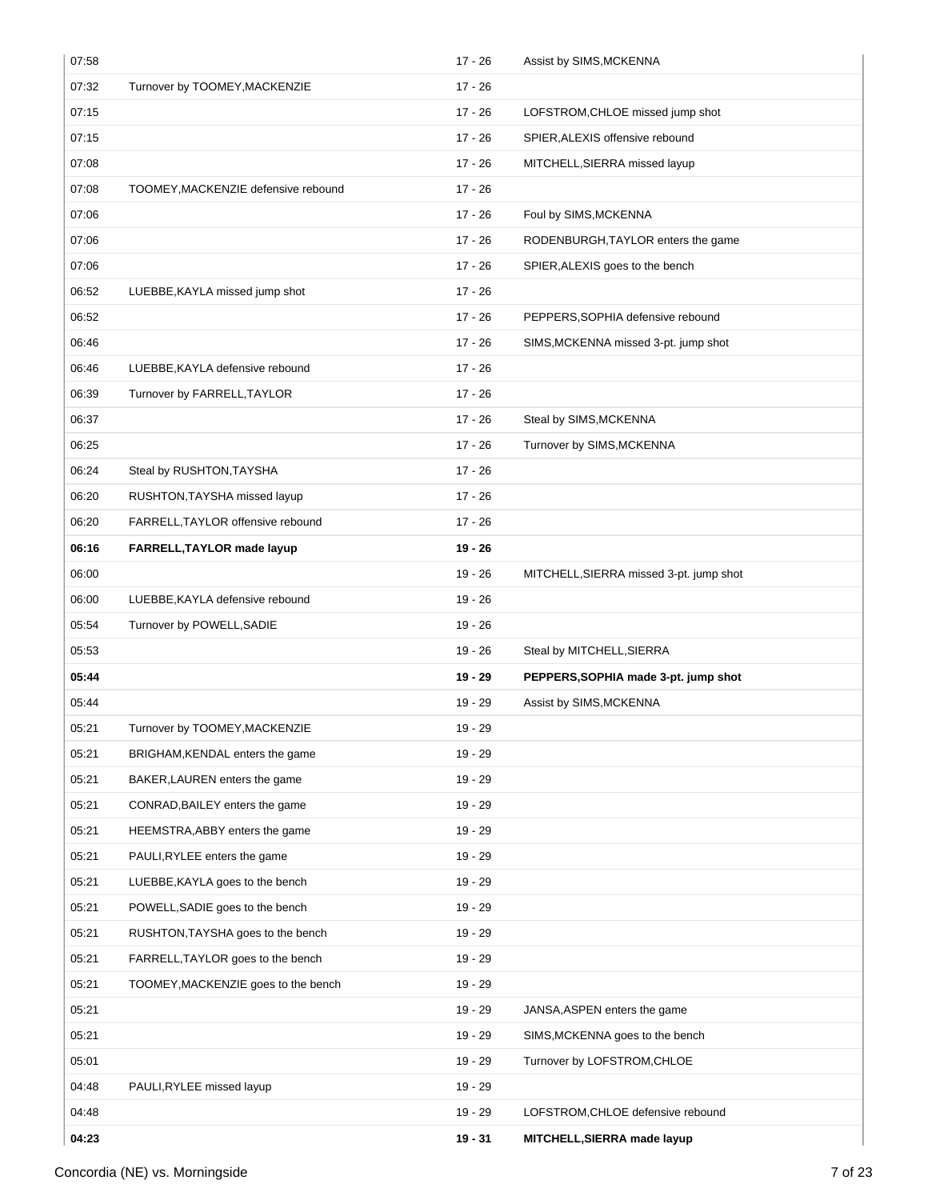| | | | |
|---|---|---|---|
| 07:58 | | 17 - 26 | Assist by SIMS,MCKENNA |
| 07:32 | Turnover by TOOMEY,MACKENZIE | 17 - 26 | |
| 07:15 | | 17 - 26 | LOFSTROM,CHLOE missed jump shot |
| 07:15 | | 17 - 26 | SPIER,ALEXIS offensive rebound |
| 07:08 | | 17 - 26 | MITCHELL,SIERRA missed layup |
| 07:08 | TOOMEY,MACKENZIE defensive rebound | 17 - 26 | |
| 07:06 | | 17 - 26 | Foul by SIMS,MCKENNA |
| 07:06 | | 17 - 26 | RODENBURGH,TAYLOR enters the game |
| 07:06 | | 17 - 26 | SPIER,ALEXIS goes to the bench |
| 06:52 | LUEBBE,KAYLA missed jump shot | 17 - 26 | |
| 06:52 | | 17 - 26 | PEPPERS,SOPHIA defensive rebound |
| 06:46 | | 17 - 26 | SIMS,MCKENNA missed 3-pt. jump shot |
| 06:46 | LUEBBE,KAYLA defensive rebound | 17 - 26 | |
| 06:39 | Turnover by FARRELL,TAYLOR | 17 - 26 | |
| 06:37 | | 17 - 26 | Steal by SIMS,MCKENNA |
| 06:25 | | 17 - 26 | Turnover by SIMS,MCKENNA |
| 06:24 | Steal by RUSHTON,TAYSHA | 17 - 26 | |
| 06:20 | RUSHTON,TAYSHA missed layup | 17 - 26 | |
| 06:20 | FARRELL,TAYLOR offensive rebound | 17 - 26 | |
| **06:16** | **FARRELL,TAYLOR made layup** | **19 - 26** | |
| 06:00 | | 19 - 26 | MITCHELL,SIERRA missed 3-pt. jump shot |
| 06:00 | LUEBBE,KAYLA defensive rebound | 19 - 26 | |
| 05:54 | Turnover by POWELL,SADIE | 19 - 26 | |
| 05:53 | | 19 - 26 | Steal by MITCHELL,SIERRA |
| **05:44** | | **19 - 29** | **PEPPERS,SOPHIA made 3-pt. jump shot** |
| 05:44 | | 19 - 29 | Assist by SIMS,MCKENNA |
| 05:21 | Turnover by TOOMEY,MACKENZIE | 19 - 29 | |
| 05:21 | BRIGHAM,KENDAL enters the game | 19 - 29 | |
| 05:21 | BAKER,LAUREN enters the game | 19 - 29 | |
| 05:21 | CONRAD,BAILEY enters the game | 19 - 29 | |
| 05:21 | HEEMSTRA,ABBY enters the game | 19 - 29 | |
| 05:21 | PAULI,RYLEE enters the game | 19 - 29 | |
| 05:21 | LUEBBE,KAYLA goes to the bench | 19 - 29 | |
| 05:21 | POWELL,SADIE goes to the bench | 19 - 29 | |
| 05:21 | RUSHTON,TAYSHA goes to the bench | 19 - 29 | |
| 05:21 | FARRELL,TAYLOR goes to the bench | 19 - 29 | |
| 05:21 | TOOMEY,MACKENZIE goes to the bench | 19 - 29 | |
| 05:21 | | 19 - 29 | JANSA,ASPEN enters the game |
| 05:21 | | 19 - 29 | SIMS,MCKENNA goes to the bench |
| 05:01 | | 19 - 29 | Turnover by LOFSTROM,CHLOE |
| 04:48 | PAULI,RYLEE missed layup | 19 - 29 | |
| 04:48 | | 19 - 29 | LOFSTROM,CHLOE defensive rebound |
| **04:23** | | **19 - 31** | **MITCHELL,SIERRA made layup** |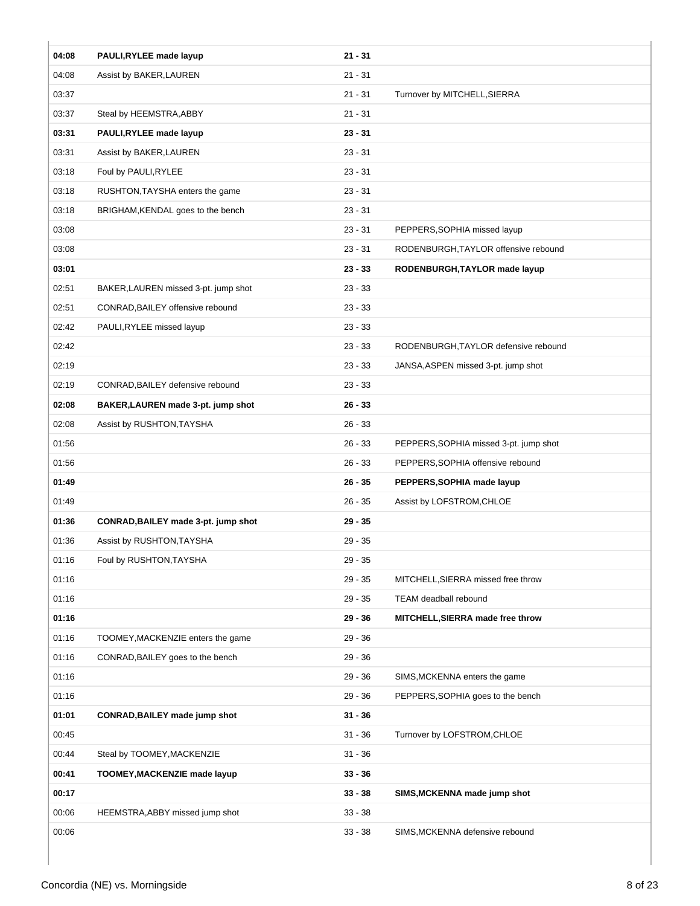| | | | |
|---|---|---|---|
| **04:08** | **PAULI,RYLEE made layup** | **21 - 31** | |
| 04:08 | Assist by BAKER,LAUREN | 21 - 31 | |
| 03:37 | | 21 - 31 | Turnover by MITCHELL,SIERRA |
| 03:37 | Steal by HEEMSTRA,ABBY | 21 - 31 | |
| **03:31** | **PAULI,RYLEE made layup** | **23 - 31** | |
| 03:31 | Assist by BAKER,LAUREN | 23 - 31 | |
| 03:18 | Foul by PAULI,RYLEE | 23 - 31 | |
| 03:18 | RUSHTON,TAYSHA enters the game | 23 - 31 | |
| 03:18 | BRIGHAM,KENDAL goes to the bench | 23 - 31 | |
| 03:08 | | 23 - 31 | PEPPERS,SOPHIA missed layup |
| 03:08 | | 23 - 31 | RODENBURGH,TAYLOR offensive rebound |
| **03:01** | | **23 - 33** | **RODENBURGH,TAYLOR made layup** |
| 02:51 | BAKER,LAUREN missed 3-pt. jump shot | 23 - 33 | |
| 02:51 | CONRAD,BAILEY offensive rebound | 23 - 33 | |
| 02:42 | PAULI,RYLEE missed layup | 23 - 33 | |
| 02:42 | | 23 - 33 | RODENBURGH,TAYLOR defensive rebound |
| 02:19 | | 23 - 33 | JANSA,ASPEN missed 3-pt. jump shot |
| 02:19 | CONRAD,BAILEY defensive rebound | 23 - 33 | |
| **02:08** | **BAKER,LAUREN made 3-pt. jump shot** | **26 - 33** | |
| 02:08 | Assist by RUSHTON,TAYSHA | 26 - 33 | |
| 01:56 | | 26 - 33 | PEPPERS,SOPHIA missed 3-pt. jump shot |
| 01:56 | | 26 - 33 | PEPPERS,SOPHIA offensive rebound |
| **01:49** | | **26 - 35** | **PEPPERS,SOPHIA made layup** |
| 01:49 | | 26 - 35 | Assist by LOFSTROM,CHLOE |
| **01:36** | **CONRAD,BAILEY made 3-pt. jump shot** | **29 - 35** | |
| 01:36 | Assist by RUSHTON,TAYSHA | 29 - 35 | |
| 01:16 | Foul by RUSHTON,TAYSHA | 29 - 35 | |
| 01:16 | | 29 - 35 | MITCHELL,SIERRA missed free throw |
| 01:16 | | 29 - 35 | TEAM deadball rebound |
| **01:16** | | **29 - 36** | **MITCHELL,SIERRA made free throw** |
| 01:16 | TOOMEY,MACKENZIE enters the game | 29 - 36 | |
| 01:16 | CONRAD,BAILEY goes to the bench | 29 - 36 | |
| 01:16 | | 29 - 36 | SIMS,MCKENNA enters the game |
| 01:16 | | 29 - 36 | PEPPERS,SOPHIA goes to the bench |
| **01:01** | **CONRAD,BAILEY made jump shot** | **31 - 36** | |
| 00:45 | | 31 - 36 | Turnover by LOFSTROM,CHLOE |
| 00:44 | Steal by TOOMEY,MACKENZIE | 31 - 36 | |
| **00:41** | **TOOMEY,MACKENZIE made layup** | **33 - 36** | |
| **00:17** | | **33 - 38** | **SIMS,MCKENNA made jump shot** |
| 00:06 | HEEMSTRA,ABBY missed jump shot | 33 - 38 | |
| 00:06 | | 33 - 38 | SIMS,MCKENNA defensive rebound |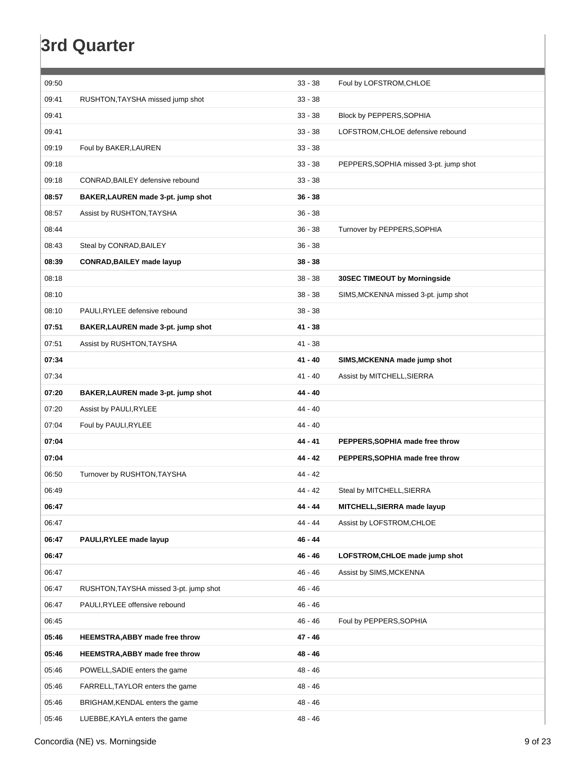# 3rd Quarter

| Time | Concordia (NE) | Score | Morningside |
|---|---|---|---|
| 09:50 | | 33 - 38 | Foul by LOFSTROM,CHLOE |
| 09:41 | RUSHTON,TAYSHA missed jump shot | 33 - 38 | |
| 09:41 | | 33 - 38 | Block by PEPPERS,SOPHIA |
| 09:41 | | 33 - 38 | LOFSTROM,CHLOE defensive rebound |
| 09:19 | Foul by BAKER,LAUREN | 33 - 38 | |
| 09:18 | | 33 - 38 | PEPPERS,SOPHIA missed 3-pt. jump shot |
| 09:18 | CONRAD,BAILEY defensive rebound | 33 - 38 | |
| **08:57** | **BAKER,LAUREN made 3-pt. jump shot** | **36 - 38** | |
| 08:57 | Assist by RUSHTON,TAYSHA | 36 - 38 | |
| 08:44 | | 36 - 38 | Turnover by PEPPERS,SOPHIA |
| 08:43 | Steal by CONRAD,BAILEY | 36 - 38 | |
| **08:39** | **CONRAD,BAILEY made layup** | **38 - 38** | |
| 08:18 | | 38 - 38 | **30SEC TIMEOUT by Morningside** |
| 08:10 | | 38 - 38 | SIMS,MCKENNA missed 3-pt. jump shot |
| 08:10 | PAULI,RYLEE defensive rebound | 38 - 38 | |
| **07:51** | **BAKER,LAUREN made 3-pt. jump shot** | **41 - 38** | |
| 07:51 | Assist by RUSHTON,TAYSHA | 41 - 38 | |
| **07:34** | | **41 - 40** | **SIMS,MCKENNA made jump shot** |
| 07:34 | | 41 - 40 | Assist by MITCHELL,SIERRA |
| **07:20** | **BAKER,LAUREN made 3-pt. jump shot** | **44 - 40** | |
| 07:20 | Assist by PAULI,RYLEE | 44 - 40 | |
| 07:04 | Foul by PAULI,RYLEE | 44 - 40 | |
| **07:04** | | **44 - 41** | **PEPPERS,SOPHIA made free throw** |
| **07:04** | | **44 - 42** | **PEPPERS,SOPHIA made free throw** |
| 06:50 | Turnover by RUSHTON,TAYSHA | 44 - 42 | |
| 06:49 | | 44 - 42 | Steal by MITCHELL,SIERRA |
| **06:47** | | **44 - 44** | **MITCHELL,SIERRA made layup** |
| 06:47 | | 44 - 44 | Assist by LOFSTROM,CHLOE |
| **06:47** | **PAULI,RYLEE made layup** | **46 - 44** | |
| **06:47** | | **46 - 46** | **LOFSTROM,CHLOE made jump shot** |
| 06:47 | | 46 - 46 | Assist by SIMS,MCKENNA |
| 06:47 | RUSHTON,TAYSHA missed 3-pt. jump shot | 46 - 46 | |
| 06:47 | PAULI,RYLEE offensive rebound | 46 - 46 | |
| 06:45 | | 46 - 46 | Foul by PEPPERS,SOPHIA |
| **05:46** | **HEEMSTRA,ABBY made free throw** | **47 - 46** | |
| **05:46** | **HEEMSTRA,ABBY made free throw** | **48 - 46** | |
| 05:46 | POWELL,SADIE enters the game | 48 - 46 | |
| 05:46 | FARRELL,TAYLOR enters the game | 48 - 46 | |
| 05:46 | BRIGHAM,KENDAL enters the game | 48 - 46 | |
| 05:46 | LUEBBE,KAYLA enters the game | 48 - 46 | |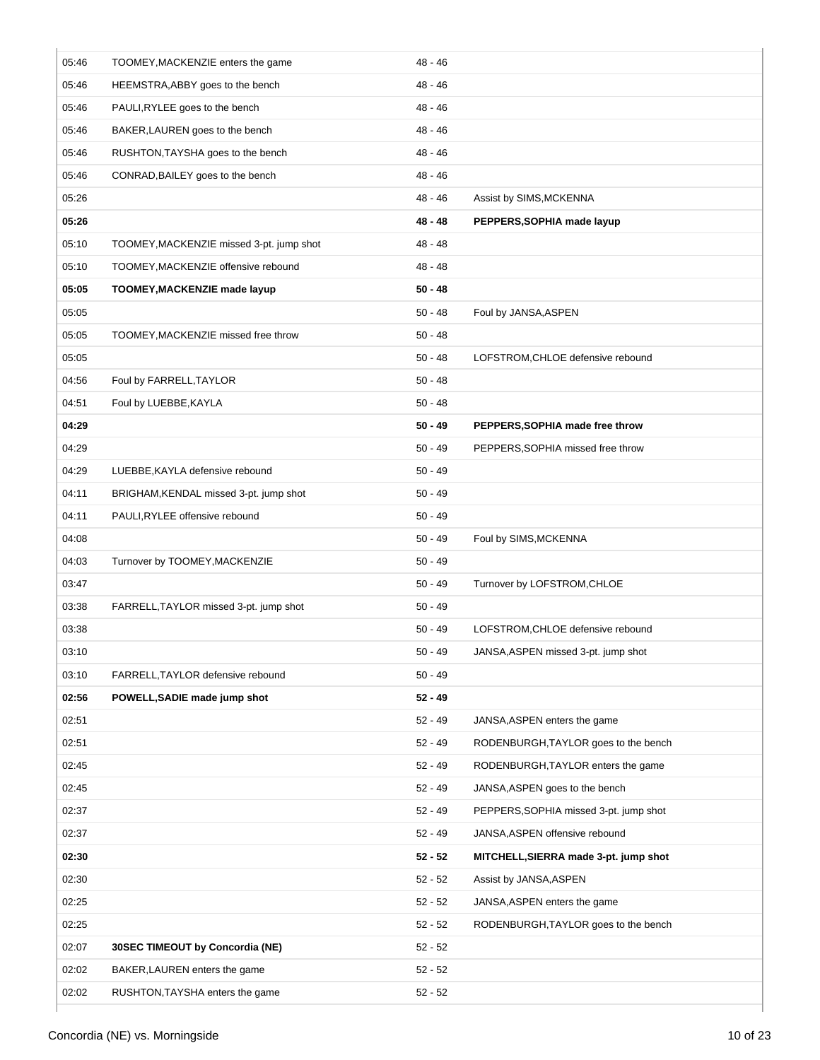| | | | |
|---|---|---|---|
| 05:46 | TOOMEY,MACKENZIE enters the game | 48 - 46 | |
| 05:46 | HEEMSTRA,ABBY goes to the bench | 48 - 46 | |
| 05:46 | PAULI,RYLEE goes to the bench | 48 - 46 | |
| 05:46 | BAKER,LAUREN goes to the bench | 48 - 46 | |
| 05:46 | RUSHTON,TAYSHA goes to the bench | 48 - 46 | |
| 05:46 | CONRAD,BAILEY goes to the bench | 48 - 46 | |
| 05:26 | | 48 - 46 | Assist by SIMS,MCKENNA |
| **05:26** | | **48 - 48** | **PEPPERS,SOPHIA made layup** |
| 05:10 | TOOMEY,MACKENZIE missed 3-pt. jump shot | 48 - 48 | |
| 05:10 | TOOMEY,MACKENZIE offensive rebound | 48 - 48 | |
| **05:05** | **TOOMEY,MACKENZIE made layup** | **50 - 48** | |
| 05:05 | | 50 - 48 | Foul by JANSA,ASPEN |
| 05:05 | TOOMEY,MACKENZIE missed free throw | 50 - 48 | |
| 05:05 | | 50 - 48 | LOFSTROM,CHLOE defensive rebound |
| 04:56 | Foul by FARRELL,TAYLOR | 50 - 48 | |
| 04:51 | Foul by LUEBBE,KAYLA | 50 - 48 | |
| **04:29** | | **50 - 49** | **PEPPERS,SOPHIA made free throw** |
| 04:29 | | 50 - 49 | PEPPERS,SOPHIA missed free throw |
| 04:29 | LUEBBE,KAYLA defensive rebound | 50 - 49 | |
| 04:11 | BRIGHAM,KENDAL missed 3-pt. jump shot | 50 - 49 | |
| 04:11 | PAULI,RYLEE offensive rebound | 50 - 49 | |
| 04:08 | | 50 - 49 | Foul by SIMS,MCKENNA |
| 04:03 | Turnover by TOOMEY,MACKENZIE | 50 - 49 | |
| 03:47 | | 50 - 49 | Turnover by LOFSTROM,CHLOE |
| 03:38 | FARRELL,TAYLOR missed 3-pt. jump shot | 50 - 49 | |
| 03:38 | | 50 - 49 | LOFSTROM,CHLOE defensive rebound |
| 03:10 | | 50 - 49 | JANSA,ASPEN missed 3-pt. jump shot |
| 03:10 | FARRELL,TAYLOR defensive rebound | 50 - 49 | |
| **02:56** | **POWELL,SADIE made jump shot** | **52 - 49** | |
| 02:51 | | 52 - 49 | JANSA,ASPEN enters the game |
| 02:51 | | 52 - 49 | RODENBURGH,TAYLOR goes to the bench |
| 02:45 | | 52 - 49 | RODENBURGH,TAYLOR enters the game |
| 02:45 | | 52 - 49 | JANSA,ASPEN goes to the bench |
| 02:37 | | 52 - 49 | PEPPERS,SOPHIA missed 3-pt. jump shot |
| 02:37 | | 52 - 49 | JANSA,ASPEN offensive rebound |
| **02:30** | | **52 - 52** | **MITCHELL,SIERRA made 3-pt. jump shot** |
| 02:30 | | 52 - 52 | Assist by JANSA,ASPEN |
| 02:25 | | 52 - 52 | JANSA,ASPEN enters the game |
| 02:25 | | 52 - 52 | RODENBURGH,TAYLOR goes to the bench |
| 02:07 | **30SEC TIMEOUT by Concordia (NE)** | 52 - 52 | |
| 02:02 | BAKER,LAUREN enters the game | 52 - 52 | |
| 02:02 | RUSHTON,TAYSHA enters the game | 52 - 52 | |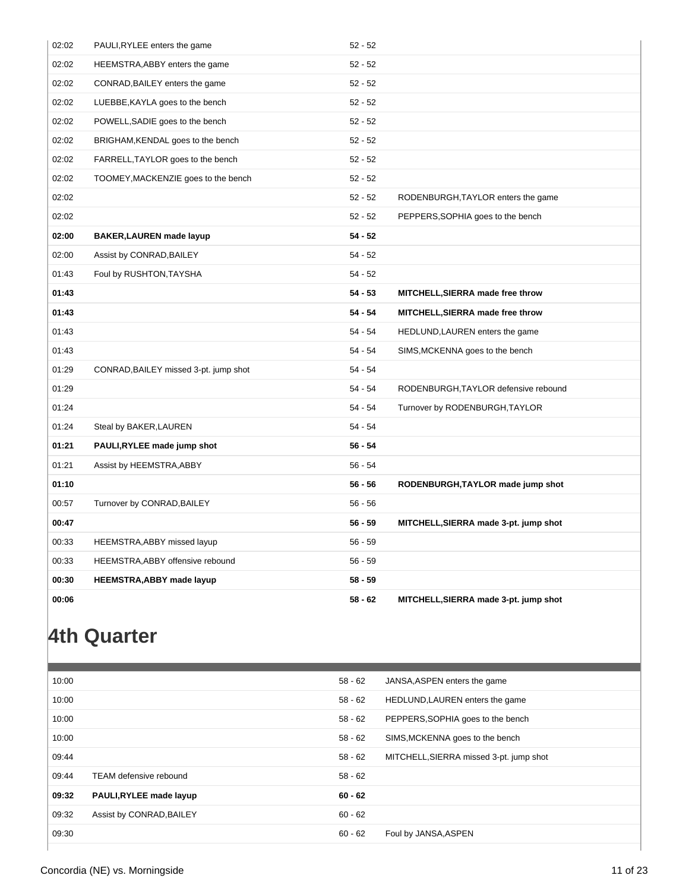| Time | Concordia (NE) | Score | Morningside |
|---|---|---|---|
| 02:02 | PAULI,RYLEE enters the game | 52 - 52 | |
| 02:02 | HEEMSTRA,ABBY enters the game | 52 - 52 | |
| 02:02 | CONRAD,BAILEY enters the game | 52 - 52 | |
| 02:02 | LUEBBE,KAYLA goes to the bench | 52 - 52 | |
| 02:02 | POWELL,SADIE goes to the bench | 52 - 52 | |
| 02:02 | BRIGHAM,KENDAL goes to the bench | 52 - 52 | |
| 02:02 | FARRELL,TAYLOR goes to the bench | 52 - 52 | |
| 02:02 | TOOMEY,MACKENZIE goes to the bench | 52 - 52 | |
| 02:02 | | 52 - 52 | RODENBURGH,TAYLOR enters the game |
| 02:02 | | 52 - 52 | PEPPERS,SOPHIA goes to the bench |
| **02:00** | **BAKER,LAUREN made layup** | **54 - 52** | |
| 02:00 | Assist by CONRAD,BAILEY | 54 - 52 | |
| 01:43 | Foul by RUSHTON,TAYSHA | 54 - 52 | |
| **01:43** | | **54 - 53** | **MITCHELL,SIERRA made free throw** |
| **01:43** | | **54 - 54** | **MITCHELL,SIERRA made free throw** |
| 01:43 | | 54 - 54 | HEDLUND,LAUREN enters the game |
| 01:43 | | 54 - 54 | SIMS,MCKENNA goes to the bench |
| 01:29 | CONRAD,BAILEY missed 3-pt. jump shot | 54 - 54 | |
| 01:29 | | 54 - 54 | RODENBURGH,TAYLOR defensive rebound |
| 01:24 | | 54 - 54 | Turnover by RODENBURGH,TAYLOR |
| 01:24 | Steal by BAKER,LAUREN | 54 - 54 | |
| **01:21** | **PAULI,RYLEE made jump shot** | **56 - 54** | |
| 01:21 | Assist by HEEMSTRA,ABBY | 56 - 54 | |
| **01:10** | | **56 - 56** | **RODENBURGH,TAYLOR made jump shot** |
| 00:57 | Turnover by CONRAD,BAILEY | 56 - 56 | |
| **00:47** | | **56 - 59** | **MITCHELL,SIERRA made 3-pt. jump shot** |
| 00:33 | HEEMSTRA,ABBY missed layup | 56 - 59 | |
| 00:33 | HEEMSTRA,ABBY offensive rebound | 56 - 59 | |
| **00:30** | **HEEMSTRA,ABBY made layup** | **58 - 59** | |
| **00:06** | | **58 - 62** | **MITCHELL,SIERRA made 3-pt. jump shot** |

## 4th Quarter

| Time | Concordia (NE) | Score | Morningside |
|---|---|---|---|
| 10:00 | | 58 - 62 | JANSA,ASPEN enters the game |
| 10:00 | | 58 - 62 | HEDLUND,LAUREN enters the game |
| 10:00 | | 58 - 62 | PEPPERS,SOPHIA goes to the bench |
| 10:00 | | 58 - 62 | SIMS,MCKENNA goes to the bench |
| 09:44 | | 58 - 62 | MITCHELL,SIERRA missed 3-pt. jump shot |
| 09:44 | TEAM defensive rebound | 58 - 62 | |
| **09:32** | **PAULI,RYLEE made layup** | **60 - 62** | |
| 09:32 | Assist by CONRAD,BAILEY | 60 - 62 | |
| 09:30 | | 60 - 62 | Foul by JANSA,ASPEN |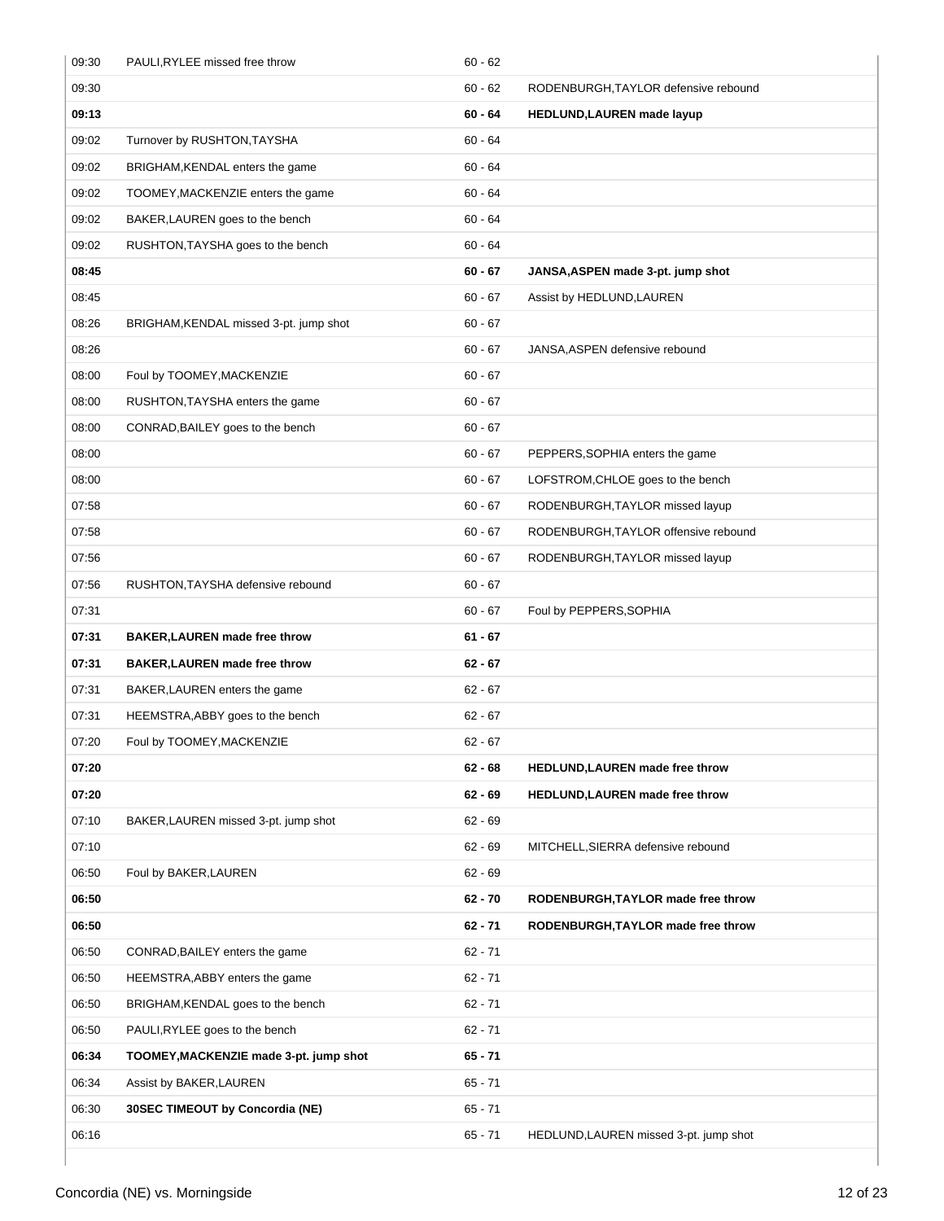| | | | |
|---|---|---|---|
| 09:30 | PAULI,RYLEE missed free throw | 60 - 62 | |
| 09:30 | | 60 - 62 | RODENBURGH,TAYLOR defensive rebound |
| **09:13** | | **60 - 64** | **HEDLUND,LAUREN made layup** |
| 09:02 | Turnover by RUSHTON,TAYSHA | 60 - 64 | |
| 09:02 | BRIGHAM,KENDAL enters the game | 60 - 64 | |
| 09:02 | TOOMEY,MACKENZIE enters the game | 60 - 64 | |
| 09:02 | BAKER,LAUREN goes to the bench | 60 - 64 | |
| 09:02 | RUSHTON,TAYSHA goes to the bench | 60 - 64 | |
| **08:45** | | **60 - 67** | **JANSA,ASPEN made 3-pt. jump shot** |
| 08:45 | | 60 - 67 | Assist by HEDLUND,LAUREN |
| 08:26 | BRIGHAM,KENDAL missed 3-pt. jump shot | 60 - 67 | |
| 08:26 | | 60 - 67 | JANSA,ASPEN defensive rebound |
| 08:00 | Foul by TOOMEY,MACKENZIE | 60 - 67 | |
| 08:00 | RUSHTON,TAYSHA enters the game | 60 - 67 | |
| 08:00 | CONRAD,BAILEY goes to the bench | 60 - 67 | |
| 08:00 | | 60 - 67 | PEPPERS,SOPHIA enters the game |
| 08:00 | | 60 - 67 | LOFSTROM,CHLOE goes to the bench |
| 07:58 | | 60 - 67 | RODENBURGH,TAYLOR missed layup |
| 07:58 | | 60 - 67 | RODENBURGH,TAYLOR offensive rebound |
| 07:56 | | 60 - 67 | RODENBURGH,TAYLOR missed layup |
| 07:56 | RUSHTON,TAYSHA defensive rebound | 60 - 67 | |
| 07:31 | | 60 - 67 | Foul by PEPPERS,SOPHIA |
| **07:31** | **BAKER,LAUREN made free throw** | **61 - 67** | |
| **07:31** | **BAKER,LAUREN made free throw** | **62 - 67** | |
| 07:31 | BAKER,LAUREN enters the game | 62 - 67 | |
| 07:31 | HEEMSTRA,ABBY goes to the bench | 62 - 67 | |
| 07:20 | Foul by TOOMEY,MACKENZIE | 62 - 67 | |
| **07:20** | | **62 - 68** | **HEDLUND,LAUREN made free throw** |
| **07:20** | | **62 - 69** | **HEDLUND,LAUREN made free throw** |
| 07:10 | BAKER,LAUREN missed 3-pt. jump shot | 62 - 69 | |
| 07:10 | | 62 - 69 | MITCHELL,SIERRA defensive rebound |
| 06:50 | Foul by BAKER,LAUREN | 62 - 69 | |
| **06:50** | | **62 - 70** | **RODENBURGH,TAYLOR made free throw** |
| **06:50** | | **62 - 71** | **RODENBURGH,TAYLOR made free throw** |
| 06:50 | CONRAD,BAILEY enters the game | 62 - 71 | |
| 06:50 | HEEMSTRA,ABBY enters the game | 62 - 71 | |
| 06:50 | BRIGHAM,KENDAL goes to the bench | 62 - 71 | |
| 06:50 | PAULI,RYLEE goes to the bench | 62 - 71 | |
| **06:34** | **TOOMEY,MACKENZIE made 3-pt. jump shot** | **65 - 71** | |
| 06:34 | Assist by BAKER,LAUREN | 65 - 71 | |
| 06:30 | **30SEC TIMEOUT by Concordia (NE)** | 65 - 71 | |
| 06:16 | | 65 - 71 | HEDLUND,LAUREN missed 3-pt. jump shot |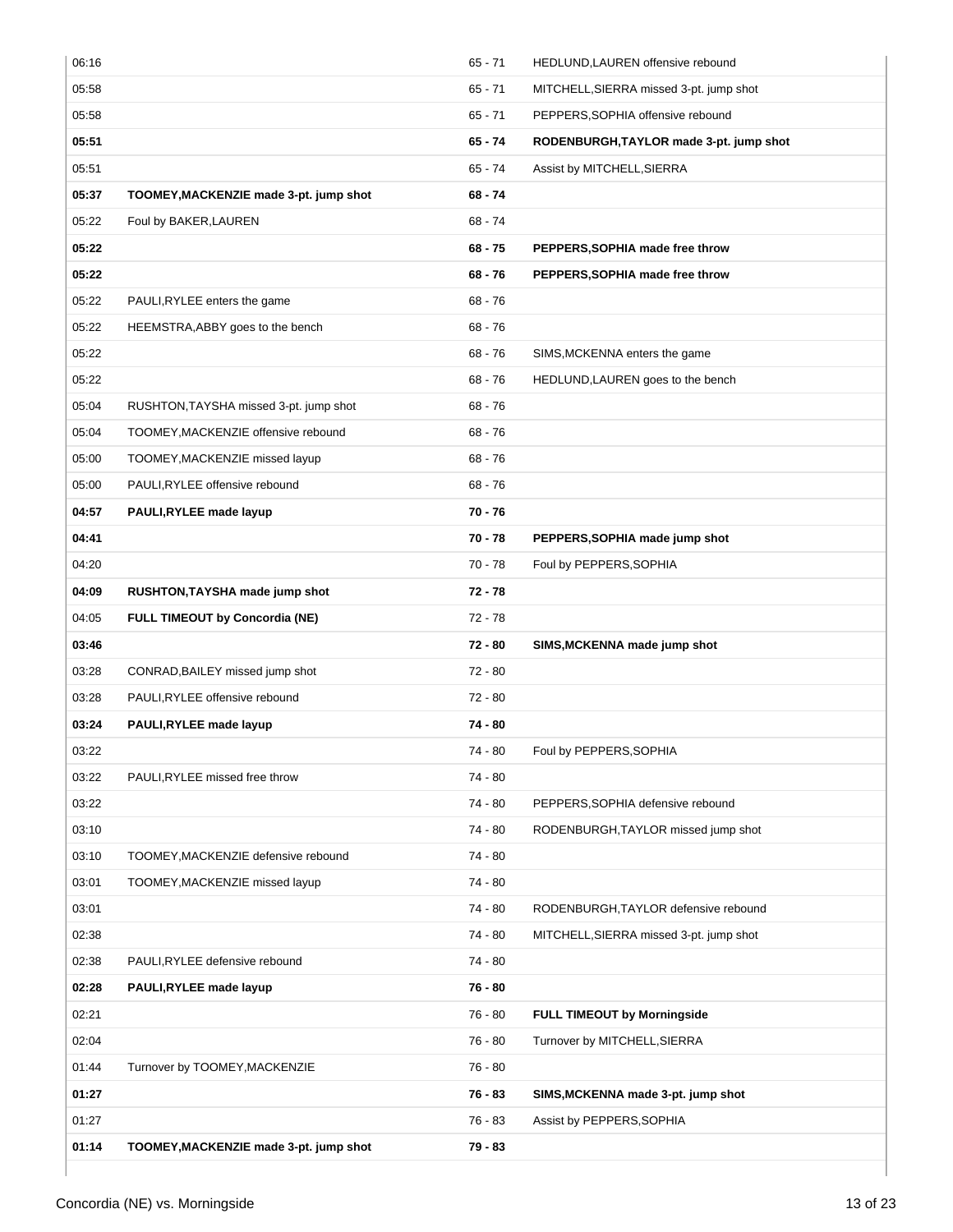| Time | Concordia (NE) | Score | Morningside |
|---|---|---|---|
| 06:16 | | 65 - 71 | HEDLUND,LAUREN offensive rebound |
| 05:58 | | 65 - 71 | MITCHELL,SIERRA missed 3-pt. jump shot |
| 05:58 | | 65 - 71 | PEPPERS,SOPHIA offensive rebound |
| **05:51** | | **65 - 74** | **RODENBURGH,TAYLOR made 3-pt. jump shot** |
| 05:51 | | 65 - 74 | Assist by MITCHELL,SIERRA |
| **05:37** | **TOOMEY,MACKENZIE made 3-pt. jump shot** | **68 - 74** | |
| 05:22 | Foul by BAKER,LAUREN | 68 - 74 | |
| **05:22** | | **68 - 75** | **PEPPERS,SOPHIA made free throw** |
| **05:22** | | **68 - 76** | **PEPPERS,SOPHIA made free throw** |
| 05:22 | PAULI,RYLEE enters the game | 68 - 76 | |
| 05:22 | HEEMSTRA,ABBY goes to the bench | 68 - 76 | |
| 05:22 | | 68 - 76 | SIMS,MCKENNA enters the game |
| 05:22 | | 68 - 76 | HEDLUND,LAUREN goes to the bench |
| 05:04 | RUSHTON,TAYSHA missed 3-pt. jump shot | 68 - 76 | |
| 05:04 | TOOMEY,MACKENZIE offensive rebound | 68 - 76 | |
| 05:00 | TOOMEY,MACKENZIE missed layup | 68 - 76 | |
| 05:00 | PAULI,RYLEE offensive rebound | 68 - 76 | |
| **04:57** | **PAULI,RYLEE made layup** | **70 - 76** | |
| **04:41** | | **70 - 78** | **PEPPERS,SOPHIA made jump shot** |
| 04:20 | | 70 - 78 | Foul by PEPPERS,SOPHIA |
| **04:09** | **RUSHTON,TAYSHA made jump shot** | **72 - 78** | |
| 04:05 | **FULL TIMEOUT by Concordia (NE)** | 72 - 78 | |
| **03:46** | | **72 - 80** | **SIMS,MCKENNA made jump shot** |
| 03:28 | CONRAD,BAILEY missed jump shot | 72 - 80 | |
| 03:28 | PAULI,RYLEE offensive rebound | 72 - 80 | |
| **03:24** | **PAULI,RYLEE made layup** | **74 - 80** | |
| 03:22 | | 74 - 80 | Foul by PEPPERS,SOPHIA |
| 03:22 | PAULI,RYLEE missed free throw | 74 - 80 | |
| 03:22 | | 74 - 80 | PEPPERS,SOPHIA defensive rebound |
| 03:10 | | 74 - 80 | RODENBURGH,TAYLOR missed jump shot |
| 03:10 | TOOMEY,MACKENZIE defensive rebound | 74 - 80 | |
| 03:01 | TOOMEY,MACKENZIE missed layup | 74 - 80 | |
| 03:01 | | 74 - 80 | RODENBURGH,TAYLOR defensive rebound |
| 02:38 | | 74 - 80 | MITCHELL,SIERRA missed 3-pt. jump shot |
| 02:38 | PAULI,RYLEE defensive rebound | 74 - 80 | |
| **02:28** | **PAULI,RYLEE made layup** | **76 - 80** | |
| 02:21 | | 76 - 80 | **FULL TIMEOUT by Morningside** |
| 02:04 | | 76 - 80 | Turnover by MITCHELL,SIERRA |
| 01:44 | Turnover by TOOMEY,MACKENZIE | 76 - 80 | |
| **01:27** | | **76 - 83** | **SIMS,MCKENNA made 3-pt. jump shot** |
| 01:27 | | 76 - 83 | Assist by PEPPERS,SOPHIA |
| **01:14** | **TOOMEY,MACKENZIE made 3-pt. jump shot** | **79 - 83** | |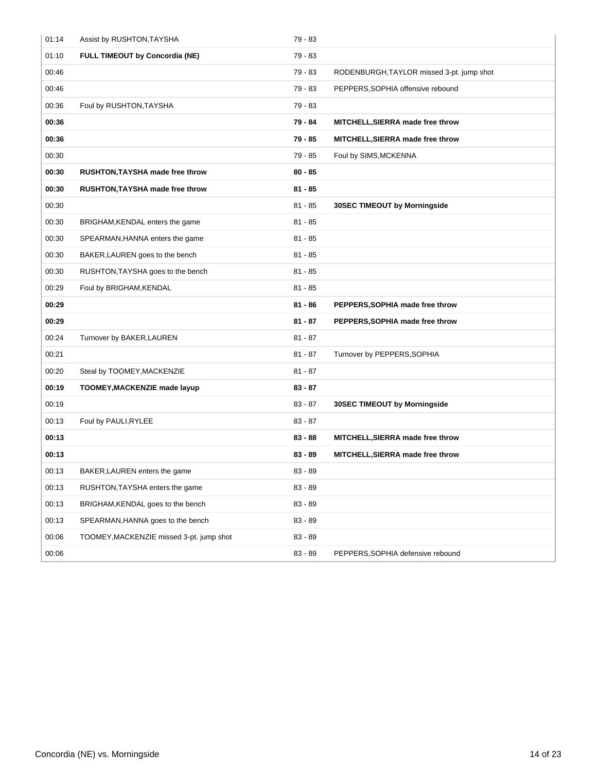| | | | |
|---|---|---|---|
| 01:14 | Assist by RUSHTON,TAYSHA | 79 - 83 | |
| 01:10 | **FULL TIMEOUT by Concordia (NE)** | 79 - 83 | |
| 00:46 | | 79 - 83 | RODENBURGH,TAYLOR missed 3-pt. jump shot |
| 00:46 | | 79 - 83 | PEPPERS,SOPHIA offensive rebound |
| 00:36 | Foul by RUSHTON,TAYSHA | 79 - 83 | |
| **00:36** | | **79 - 84** | **MITCHELL,SIERRA made free throw** |
| **00:36** | | **79 - 85** | **MITCHELL,SIERRA made free throw** |
| 00:30 | | 79 - 85 | Foul by SIMS,MCKENNA |
| **00:30** | **RUSHTON,TAYSHA made free throw** | **80 - 85** | |
| **00:30** | **RUSHTON,TAYSHA made free throw** | **81 - 85** | |
| 00:30 | | 81 - 85 | **30SEC TIMEOUT by Morningside** |
| 00:30 | BRIGHAM,KENDAL enters the game | 81 - 85 | |
| 00:30 | SPEARMAN,HANNA enters the game | 81 - 85 | |
| 00:30 | BAKER,LAUREN goes to the bench | 81 - 85 | |
| 00:30 | RUSHTON,TAYSHA goes to the bench | 81 - 85 | |
| 00:29 | Foul by BRIGHAM,KENDAL | 81 - 85 | |
| **00:29** | | **81 - 86** | **PEPPERS,SOPHIA made free throw** |
| **00:29** | | **81 - 87** | **PEPPERS,SOPHIA made free throw** |
| 00:24 | Turnover by BAKER,LAUREN | 81 - 87 | |
| 00:21 | | 81 - 87 | Turnover by PEPPERS,SOPHIA |
| 00:20 | Steal by TOOMEY,MACKENZIE | 81 - 87 | |
| **00:19** | **TOOMEY,MACKENZIE made layup** | **83 - 87** | |
| 00:19 | | 83 - 87 | **30SEC TIMEOUT by Morningside** |
| 00:13 | Foul by PAULI,RYLEE | 83 - 87 | |
| **00:13** | | **83 - 88** | **MITCHELL,SIERRA made free throw** |
| **00:13** | | **83 - 89** | **MITCHELL,SIERRA made free throw** |
| 00:13 | BAKER,LAUREN enters the game | 83 - 89 | |
| 00:13 | RUSHTON,TAYSHA enters the game | 83 - 89 | |
| 00:13 | BRIGHAM,KENDAL goes to the bench | 83 - 89 | |
| 00:13 | SPEARMAN,HANNA goes to the bench | 83 - 89 | |
| 00:06 | TOOMEY,MACKENZIE missed 3-pt. jump shot | 83 - 89 | |
| 00:06 | | 83 - 89 | PEPPERS,SOPHIA defensive rebound |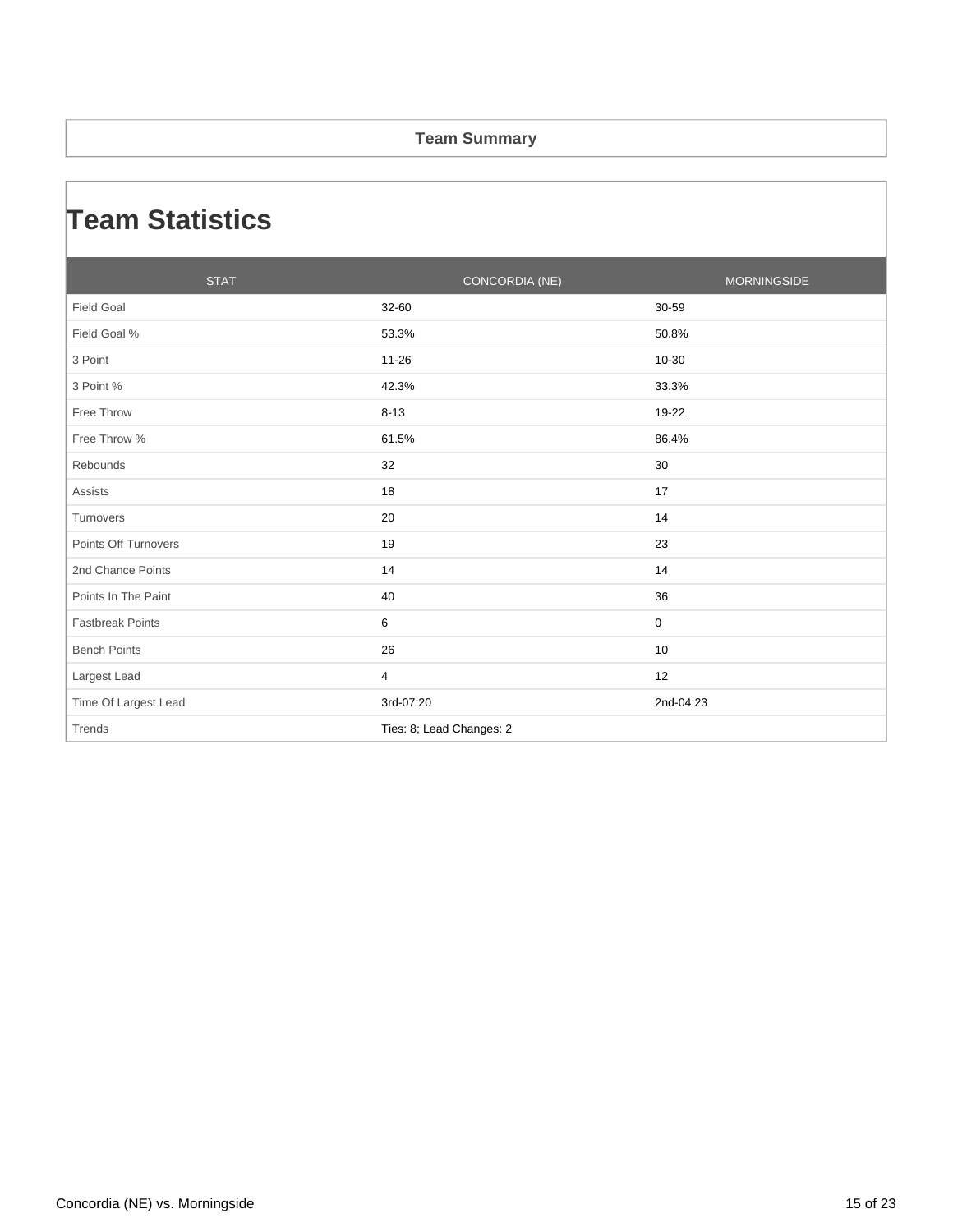## Team Summary

# Team Statistics

| STAT | CONCORDIA (NE) | MORNINGSIDE |
| --- | --- | --- |
| Field Goal | 32-60 | 30-59 |
| Field Goal % | 53.3% | 50.8% |
| 3 Point | 11-26 | 10-30 |
| 3 Point % | 42.3% | 33.3% |
| Free Throw | 8-13 | 19-22 |
| Free Throw % | 61.5% | 86.4% |
| Rebounds | 32 | 30 |
| Assists | 18 | 17 |
| Turnovers | 20 | 14 |
| Points Off Turnovers | 19 | 23 |
| 2nd Chance Points | 14 | 14 |
| Points In The Paint | 40 | 36 |
| Fastbreak Points | 6 | 0 |
| Bench Points | 26 | 10 |
| Largest Lead | 4 | 12 |
| Time Of Largest Lead | 3rd-07:20 | 2nd-04:23 |
| Trends | Ties: 8; Lead Changes: 2 | |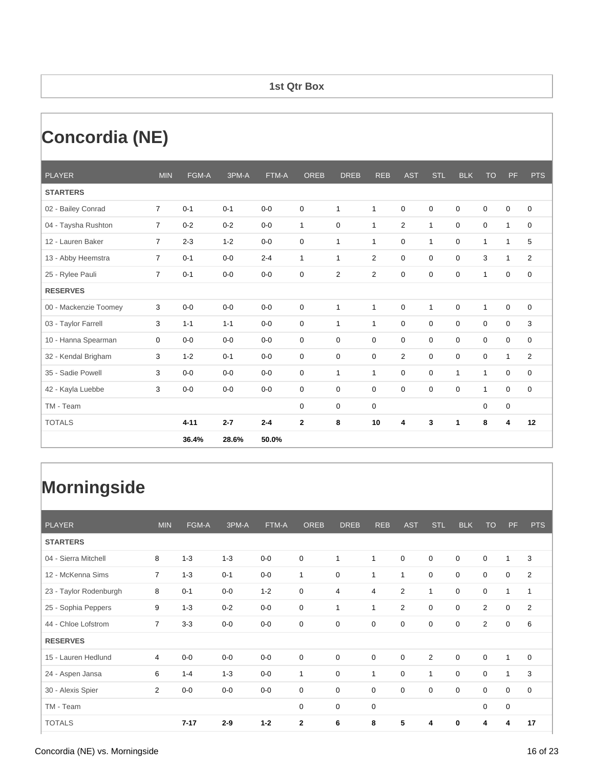## 1st Qtr Box

# Concordia (NE)

| PLAYER | MIN | FGM-A | 3PM-A | FTM-A | OREB | DREB | REB | AST | STL | BLK | TO | PF | PTS |
|---|---|---|---|---|---|---|---|---|---|---|---|---|---|
| **STARTERS** | | | | | | | | | | | | | |
| 02 - Bailey Conrad | 7 | 0-1 | 0-1 | 0-0 | 0 | 1 | 1 | 0 | 0 | 0 | 0 | 0 | 0 |
| 04 - Taysha Rushton | 7 | 0-2 | 0-2 | 0-0 | 1 | 0 | 1 | 2 | 1 | 0 | 0 | 1 | 0 |
| 12 - Lauren Baker | 7 | 2-3 | 1-2 | 0-0 | 0 | 1 | 1 | 0 | 1 | 0 | 1 | 1 | 5 |
| 13 - Abby Heemstra | 7 | 0-1 | 0-0 | 2-4 | 1 | 1 | 2 | 0 | 0 | 0 | 3 | 1 | 2 |
| 25 - Rylee Pauli | 7 | 0-1 | 0-0 | 0-0 | 0 | 2 | 2 | 0 | 0 | 0 | 1 | 0 | 0 |
| **RESERVES** | | | | | | | | | | | | | |
| 00 - Mackenzie Toomey | 3 | 0-0 | 0-0 | 0-0 | 0 | 1 | 1 | 0 | 1 | 0 | 1 | 0 | 0 |
| 03 - Taylor Farrell | 3 | 1-1 | 1-1 | 0-0 | 0 | 1 | 1 | 0 | 0 | 0 | 0 | 0 | 3 |
| 10 - Hanna Spearman | 0 | 0-0 | 0-0 | 0-0 | 0 | 0 | 0 | 0 | 0 | 0 | 0 | 0 | 0 |
| 32 - Kendal Brigham | 3 | 1-2 | 0-1 | 0-0 | 0 | 0 | 0 | 2 | 0 | 0 | 0 | 1 | 2 |
| 35 - Sadie Powell | 3 | 0-0 | 0-0 | 0-0 | 0 | 1 | 1 | 0 | 0 | 1 | 1 | 0 | 0 |
| 42 - Kayla Luebbe | 3 | 0-0 | 0-0 | 0-0 | 0 | 0 | 0 | 0 | 0 | 0 | 1 | 0 | 0 |
| TM - Team | | | | | 0 | 0 | 0 | | | | 0 | 0 | |
| TOTALS | | **4-11** | **2-7** | **2-4** | **2** | **8** | **10** | **4** | **3** | **1** | **8** | **4** | **12** |
| | | **36.4%** | **28.6%** | **50.0%** | | | | | | | | | |

# Morningside

| PLAYER | MIN | FGM-A | 3PM-A | FTM-A | OREB | DREB | REB | AST | STL | BLK | TO | PF | PTS |
|---|---|---|---|---|---|---|---|---|---|---|---|---|---|
| **STARTERS** | | | | | | | | | | | | | |
| 04 - Sierra Mitchell | 8 | 1-3 | 1-3 | 0-0 | 0 | 1 | 1 | 0 | 0 | 0 | 0 | 1 | 3 |
| 12 - McKenna Sims | 7 | 1-3 | 0-1 | 0-0 | 1 | 0 | 1 | 1 | 0 | 0 | 0 | 0 | 2 |
| 23 - Taylor Rodenburgh | 8 | 0-1 | 0-0 | 1-2 | 0 | 4 | 4 | 2 | 1 | 0 | 0 | 1 | 1 |
| 25 - Sophia Peppers | 9 | 1-3 | 0-2 | 0-0 | 0 | 1 | 1 | 2 | 0 | 0 | 2 | 0 | 2 |
| 44 - Chloe Lofstrom | 7 | 3-3 | 0-0 | 0-0 | 0 | 0 | 0 | 0 | 0 | 0 | 2 | 0 | 6 |
| **RESERVES** | | | | | | | | | | | | | |
| 15 - Lauren Hedlund | 4 | 0-0 | 0-0 | 0-0 | 0 | 0 | 0 | 0 | 2 | 0 | 0 | 1 | 0 |
| 24 - Aspen Jansa | 6 | 1-4 | 1-3 | 0-0 | 1 | 0 | 1 | 0 | 1 | 0 | 0 | 1 | 3 |
| 30 - Alexis Spier | 2 | 0-0 | 0-0 | 0-0 | 0 | 0 | 0 | 0 | 0 | 0 | 0 | 0 | 0 |
| TM - Team | | | | | 0 | 0 | 0 | | | | 0 | 0 | |
| TOTALS | | **7-17** | **2-9** | **1-2** | **2** | **6** | **8** | **5** | **4** | **0** | **4** | **4** | **17** |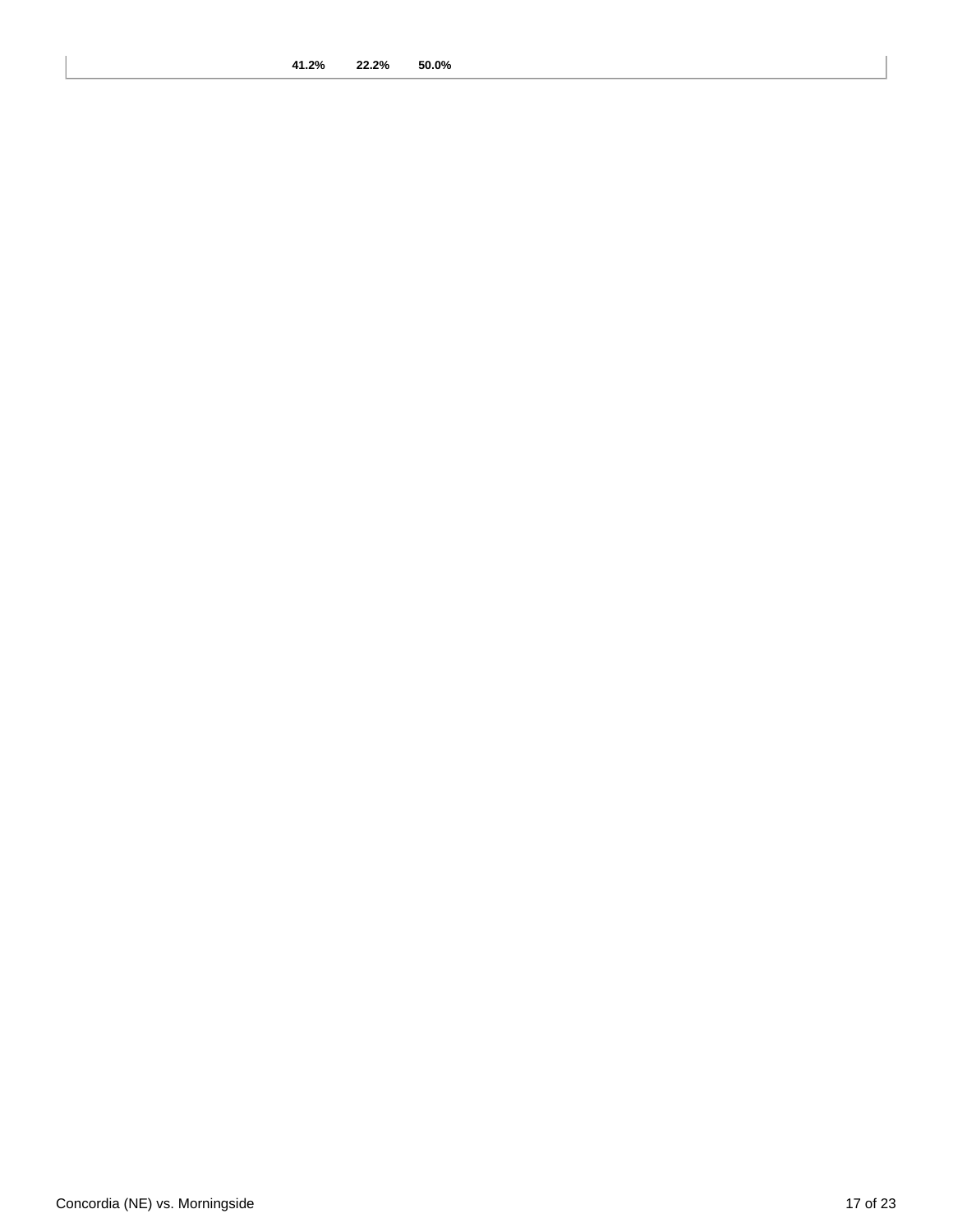| | | | |
|---|---|---|---|
| | **41.2%** | **22.2%** | **50.0%** |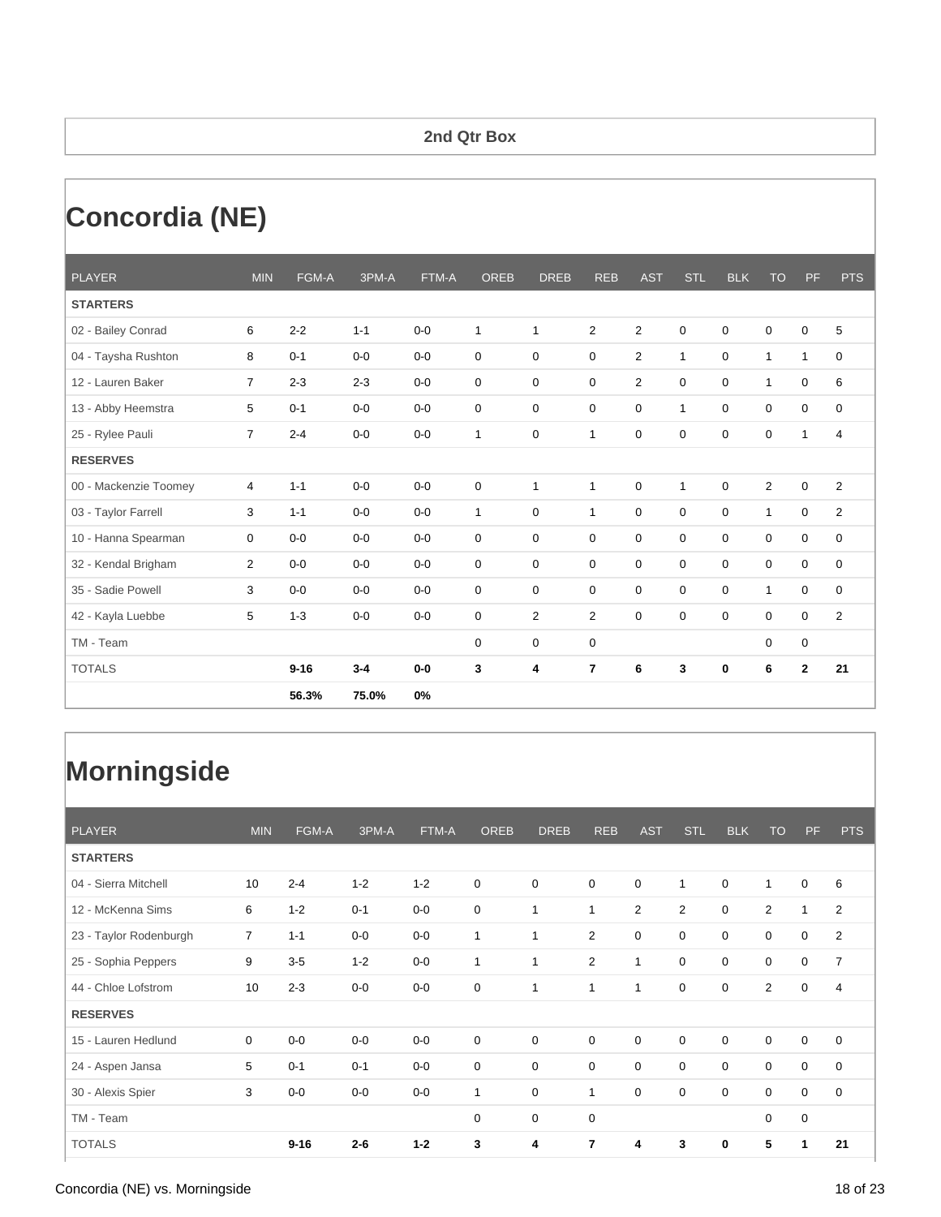## 2nd Qtr Box

# Concordia (NE)

| PLAYER | MIN | FGM-A | 3PM-A | FTM-A | OREB | DREB | REB | AST | STL | BLK | TO | PF | PTS |
|---|---|---|---|---|---|---|---|---|---|---|---|---|---|
| **STARTERS** | | | | | | | | | | | | | |
| 02 - Bailey Conrad | 6 | 2-2 | 1-1 | 0-0 | 1 | 1 | 2 | 2 | 0 | 0 | 0 | 0 | 5 |
| 04 - Taysha Rushton | 8 | 0-1 | 0-0 | 0-0 | 0 | 0 | 0 | 2 | 1 | 0 | 1 | 1 | 0 |
| 12 - Lauren Baker | 7 | 2-3 | 2-3 | 0-0 | 0 | 0 | 0 | 2 | 0 | 0 | 1 | 0 | 6 |
| 13 - Abby Heemstra | 5 | 0-1 | 0-0 | 0-0 | 0 | 0 | 0 | 0 | 1 | 0 | 0 | 0 | 0 |
| 25 - Rylee Pauli | 7 | 2-4 | 0-0 | 0-0 | 1 | 0 | 1 | 0 | 0 | 0 | 0 | 1 | 4 |
| **RESERVES** | | | | | | | | | | | | | |
| 00 - Mackenzie Toomey | 4 | 1-1 | 0-0 | 0-0 | 0 | 1 | 1 | 0 | 1 | 0 | 2 | 0 | 2 |
| 03 - Taylor Farrell | 3 | 1-1 | 0-0 | 0-0 | 1 | 0 | 1 | 0 | 0 | 0 | 1 | 0 | 2 |
| 10 - Hanna Spearman | 0 | 0-0 | 0-0 | 0-0 | 0 | 0 | 0 | 0 | 0 | 0 | 0 | 0 | 0 |
| 32 - Kendal Brigham | 2 | 0-0 | 0-0 | 0-0 | 0 | 0 | 0 | 0 | 0 | 0 | 0 | 0 | 0 |
| 35 - Sadie Powell | 3 | 0-0 | 0-0 | 0-0 | 0 | 0 | 0 | 0 | 0 | 0 | 1 | 0 | 0 |
| 42 - Kayla Luebbe | 5 | 1-3 | 0-0 | 0-0 | 0 | 2 | 2 | 0 | 0 | 0 | 0 | 0 | 2 |
| TM - Team | | | | | 0 | 0 | 0 | | | | 0 | 0 | |
| TOTALS | | **9-16** | **3-4** | **0-0** | **3** | **4** | **7** | **6** | **3** | **0** | **6** | **2** | **21** |
| | | **56.3%** | **75.0%** | **0%** | | | | | | | | | |

# Morningside

| PLAYER | MIN | FGM-A | 3PM-A | FTM-A | OREB | DREB | REB | AST | STL | BLK | TO | PF | PTS |
|---|---|---|---|---|---|---|---|---|---|---|---|---|---|
| **STARTERS** | | | | | | | | | | | | | |
| 04 - Sierra Mitchell | 10 | 2-4 | 1-2 | 1-2 | 0 | 0 | 0 | 0 | 1 | 0 | 1 | 0 | 6 |
| 12 - McKenna Sims | 6 | 1-2 | 0-1 | 0-0 | 0 | 1 | 1 | 2 | 2 | 0 | 2 | 1 | 2 |
| 23 - Taylor Rodenburgh | 7 | 1-1 | 0-0 | 0-0 | 1 | 1 | 2 | 0 | 0 | 0 | 0 | 0 | 2 |
| 25 - Sophia Peppers | 9 | 3-5 | 1-2 | 0-0 | 1 | 1 | 2 | 1 | 0 | 0 | 0 | 0 | 7 |
| 44 - Chloe Lofstrom | 10 | 2-3 | 0-0 | 0-0 | 0 | 1 | 1 | 1 | 0 | 0 | 2 | 0 | 4 |
| **RESERVES** | | | | | | | | | | | | | |
| 15 - Lauren Hedlund | 0 | 0-0 | 0-0 | 0-0 | 0 | 0 | 0 | 0 | 0 | 0 | 0 | 0 | 0 |
| 24 - Aspen Jansa | 5 | 0-1 | 0-1 | 0-0 | 0 | 0 | 0 | 0 | 0 | 0 | 0 | 0 | 0 |
| 30 - Alexis Spier | 3 | 0-0 | 0-0 | 0-0 | 1 | 0 | 1 | 0 | 0 | 0 | 0 | 0 | 0 |
| TM - Team | | | | | 0 | 0 | 0 | | | | 0 | 0 | |
| TOTALS | | **9-16** | **2-6** | **1-2** | **3** | **4** | **7** | **4** | **3** | **0** | **5** | **1** | **21** |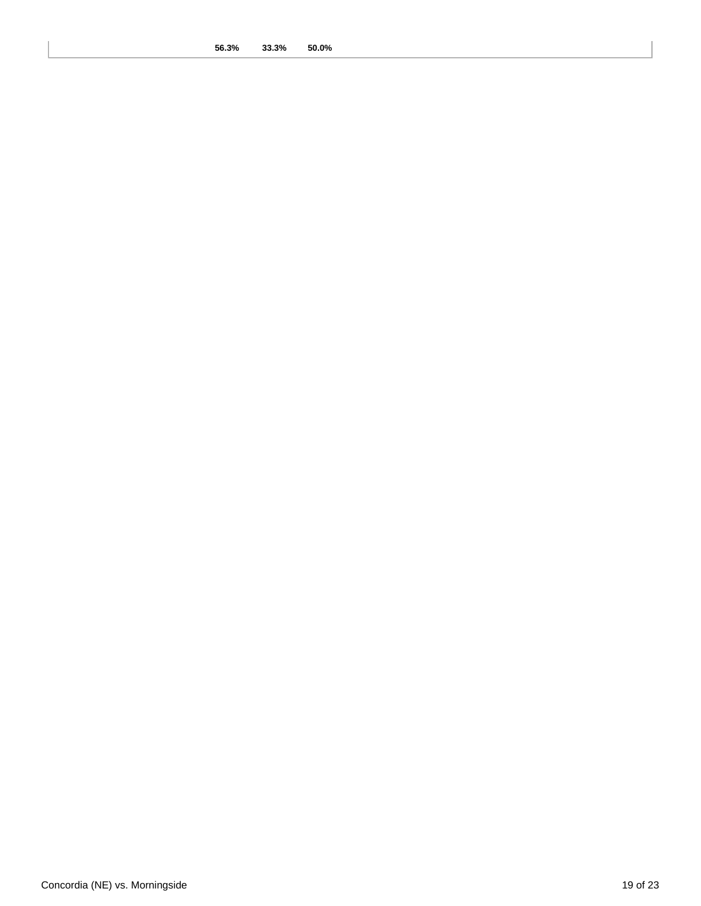| | | | | |
|---|---|---|---|---|
| | 56.3% | 33.3% | 50.0% | |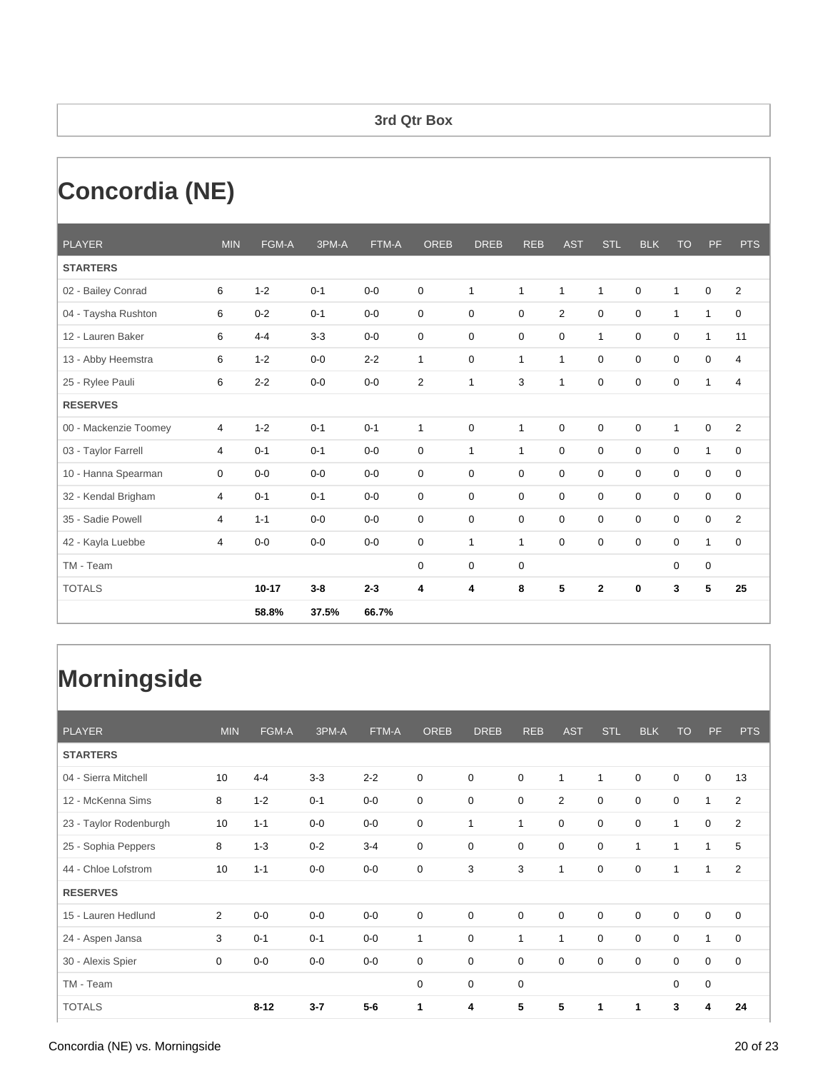## 3rd Qtr Box

# Concordia (NE)

| PLAYER | MIN | FGM-A | 3PM-A | FTM-A | OREB | DREB | REB | AST | STL | BLK | TO | PF | PTS |
|---|---|---|---|---|---|---|---|---|---|---|---|---|---|
| **STARTERS** | | | | | | | | | | | | | |
| 02 - Bailey Conrad | 6 | 1-2 | 0-1 | 0-0 | 0 | 1 | 1 | 1 | 1 | 0 | 1 | 0 | 2 |
| 04 - Taysha Rushton | 6 | 0-2 | 0-1 | 0-0 | 0 | 0 | 0 | 2 | 0 | 0 | 1 | 1 | 0 |
| 12 - Lauren Baker | 6 | 4-4 | 3-3 | 0-0 | 0 | 0 | 0 | 0 | 1 | 0 | 0 | 1 | 11 |
| 13 - Abby Heemstra | 6 | 1-2 | 0-0 | 2-2 | 1 | 0 | 1 | 1 | 0 | 0 | 0 | 0 | 4 |
| 25 - Rylee Pauli | 6 | 2-2 | 0-0 | 0-0 | 2 | 1 | 3 | 1 | 0 | 0 | 0 | 1 | 4 |
| **RESERVES** | | | | | | | | | | | | | |
| 00 - Mackenzie Toomey | 4 | 1-2 | 0-1 | 0-1 | 1 | 0 | 1 | 0 | 0 | 0 | 1 | 0 | 2 |
| 03 - Taylor Farrell | 4 | 0-1 | 0-1 | 0-0 | 0 | 1 | 1 | 0 | 0 | 0 | 0 | 1 | 0 |
| 10 - Hanna Spearman | 0 | 0-0 | 0-0 | 0-0 | 0 | 0 | 0 | 0 | 0 | 0 | 0 | 0 | 0 |
| 32 - Kendal Brigham | 4 | 0-1 | 0-1 | 0-0 | 0 | 0 | 0 | 0 | 0 | 0 | 0 | 0 | 0 |
| 35 - Sadie Powell | 4 | 1-1 | 0-0 | 0-0 | 0 | 0 | 0 | 0 | 0 | 0 | 0 | 0 | 2 |
| 42 - Kayla Luebbe | 4 | 0-0 | 0-0 | 0-0 | 0 | 1 | 1 | 0 | 0 | 0 | 0 | 1 | 0 |
| TM - Team | | | | | 0 | 0 | 0 | | | | 0 | 0 | |
| TOTALS | | **10-17** | **3-8** | **2-3** | **4** | **4** | **8** | **5** | **2** | **0** | **3** | **5** | **25** |
| | | **58.8%** | **37.5%** | **66.7%** | | | | | | | | | |

# Morningside

| PLAYER | MIN | FGM-A | 3PM-A | FTM-A | OREB | DREB | REB | AST | STL | BLK | TO | PF | PTS |
|---|---|---|---|---|---|---|---|---|---|---|---|---|---|
| **STARTERS** | | | | | | | | | | | | | |
| 04 - Sierra Mitchell | 10 | 4-4 | 3-3 | 2-2 | 0 | 0 | 0 | 1 | 1 | 0 | 0 | 0 | 13 |
| 12 - McKenna Sims | 8 | 1-2 | 0-1 | 0-0 | 0 | 0 | 0 | 2 | 0 | 0 | 0 | 1 | 2 |
| 23 - Taylor Rodenburgh | 10 | 1-1 | 0-0 | 0-0 | 0 | 1 | 1 | 0 | 0 | 0 | 1 | 0 | 2 |
| 25 - Sophia Peppers | 8 | 1-3 | 0-2 | 3-4 | 0 | 0 | 0 | 0 | 0 | 1 | 1 | 1 | 5 |
| 44 - Chloe Lofstrom | 10 | 1-1 | 0-0 | 0-0 | 0 | 3 | 3 | 1 | 0 | 0 | 1 | 1 | 2 |
| **RESERVES** | | | | | | | | | | | | | |
| 15 - Lauren Hedlund | 2 | 0-0 | 0-0 | 0-0 | 0 | 0 | 0 | 0 | 0 | 0 | 0 | 0 | 0 |
| 24 - Aspen Jansa | 3 | 0-1 | 0-1 | 0-0 | 1 | 0 | 1 | 1 | 0 | 0 | 0 | 1 | 0 |
| 30 - Alexis Spier | 0 | 0-0 | 0-0 | 0-0 | 0 | 0 | 0 | 0 | 0 | 0 | 0 | 0 | 0 |
| TM - Team | | | | | 0 | 0 | 0 | | | | 0 | 0 | |
| TOTALS | | **8-12** | **3-7** | **5-6** | **1** | **4** | **5** | **5** | **1** | **1** | **3** | **4** | **24** |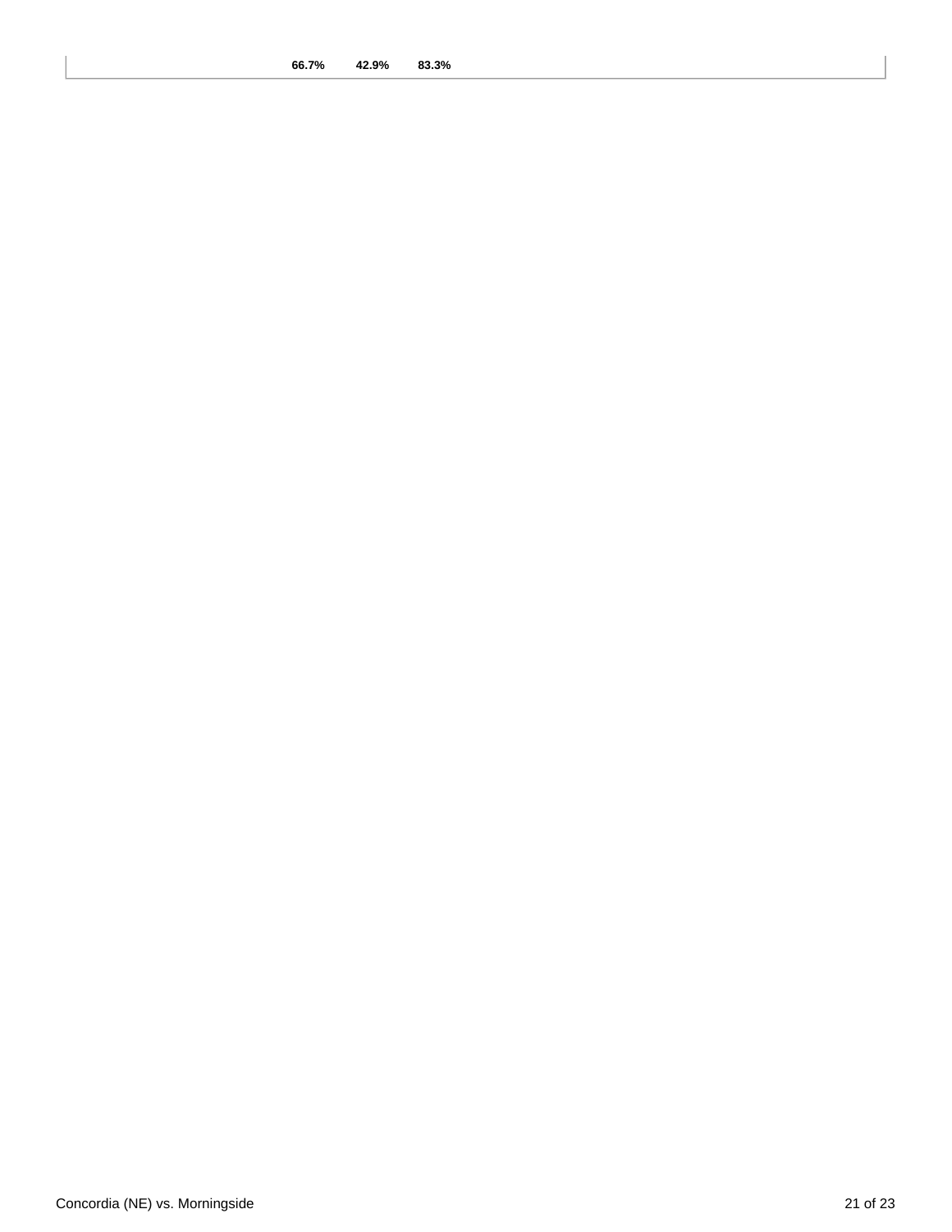| | | | | |
|---|---|---|---|---|
| | 66.7% | 42.9% | 83.3% | |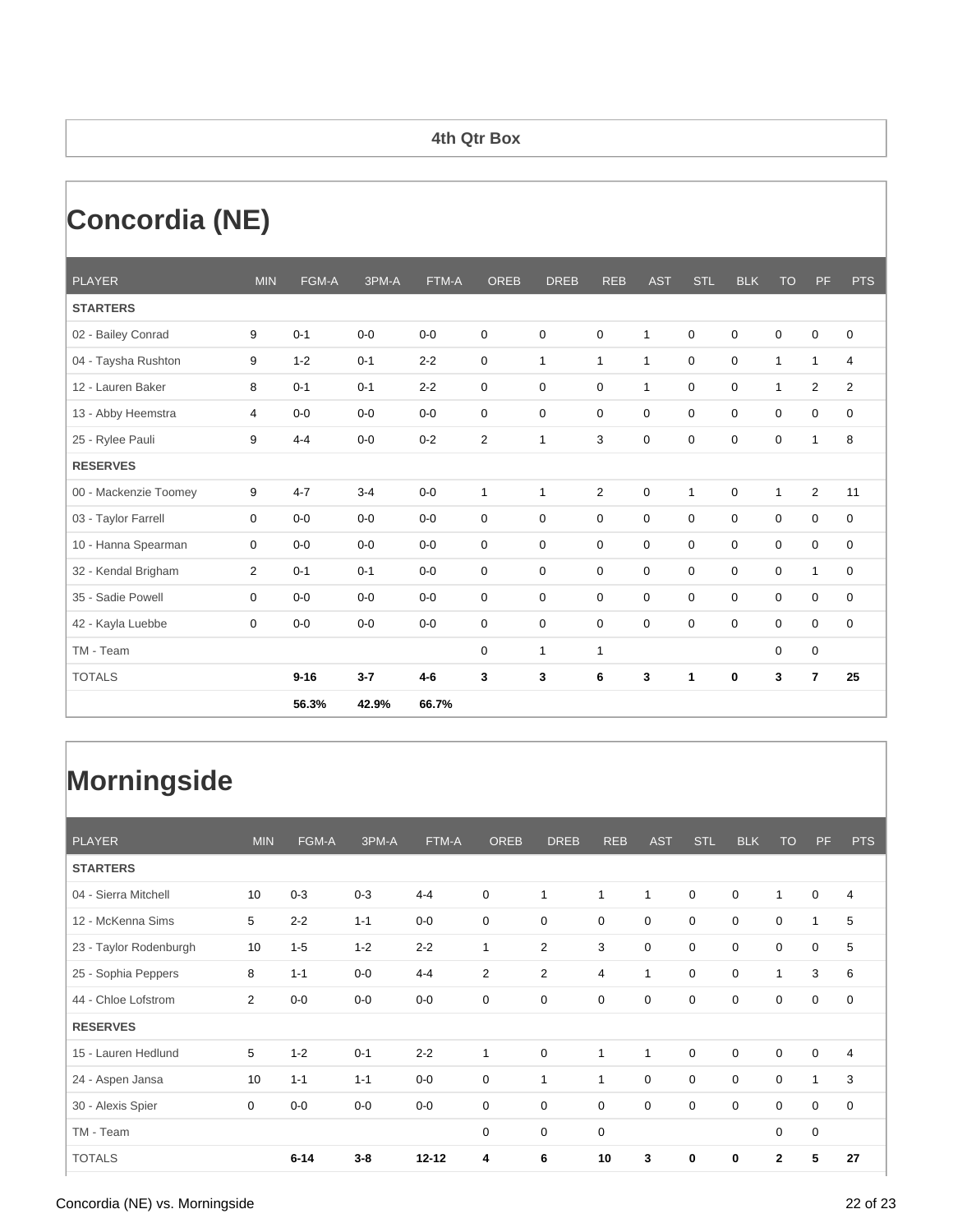## 4th Qtr Box

# Concordia (NE)

| PLAYER | MIN | FGM-A | 3PM-A | FTM-A | OREB | DREB | REB | AST | STL | BLK | TO | PF | PTS |
|---|---|---|---|---|---|---|---|---|---|---|---|---|---|
| **STARTERS** | | | | | | | | | | | | | |
| 02 - Bailey Conrad | 9 | 0-1 | 0-0 | 0-0 | 0 | 0 | 0 | 1 | 0 | 0 | 0 | 0 | 0 |
| 04 - Taysha Rushton | 9 | 1-2 | 0-1 | 2-2 | 0 | 1 | 1 | 1 | 0 | 0 | 1 | 1 | 4 |
| 12 - Lauren Baker | 8 | 0-1 | 0-1 | 2-2 | 0 | 0 | 0 | 1 | 0 | 0 | 1 | 2 | 2 |
| 13 - Abby Heemstra | 4 | 0-0 | 0-0 | 0-0 | 0 | 0 | 0 | 0 | 0 | 0 | 0 | 0 | 0 |
| 25 - Rylee Pauli | 9 | 4-4 | 0-0 | 0-2 | 2 | 1 | 3 | 0 | 0 | 0 | 0 | 1 | 8 |
| **RESERVES** | | | | | | | | | | | | | |
| 00 - Mackenzie Toomey | 9 | 4-7 | 3-4 | 0-0 | 1 | 1 | 2 | 0 | 1 | 0 | 1 | 2 | 11 |
| 03 - Taylor Farrell | 0 | 0-0 | 0-0 | 0-0 | 0 | 0 | 0 | 0 | 0 | 0 | 0 | 0 | 0 |
| 10 - Hanna Spearman | 0 | 0-0 | 0-0 | 0-0 | 0 | 0 | 0 | 0 | 0 | 0 | 0 | 0 | 0 |
| 32 - Kendal Brigham | 2 | 0-1 | 0-1 | 0-0 | 0 | 0 | 0 | 0 | 0 | 0 | 0 | 1 | 0 |
| 35 - Sadie Powell | 0 | 0-0 | 0-0 | 0-0 | 0 | 0 | 0 | 0 | 0 | 0 | 0 | 0 | 0 |
| 42 - Kayla Luebbe | 0 | 0-0 | 0-0 | 0-0 | 0 | 0 | 0 | 0 | 0 | 0 | 0 | 0 | 0 |
| TM - Team | | | | | 0 | 1 | 1 | | | | 0 | 0 | |
| TOTALS | | **9-16** | **3-7** | **4-6** | **3** | **3** | **6** | **3** | **1** | **0** | **3** | **7** | **25** |
| | | **56.3%** | **42.9%** | **66.7%** | | | | | | | | | |

# Morningside

| PLAYER | MIN | FGM-A | 3PM-A | FTM-A | OREB | DREB | REB | AST | STL | BLK | TO | PF | PTS |
|---|---|---|---|---|---|---|---|---|---|---|---|---|---|
| **STARTERS** | | | | | | | | | | | | | |
| 04 - Sierra Mitchell | 10 | 0-3 | 0-3 | 4-4 | 0 | 1 | 1 | 1 | 0 | 0 | 1 | 0 | 4 |
| 12 - McKenna Sims | 5 | 2-2 | 1-1 | 0-0 | 0 | 0 | 0 | 0 | 0 | 0 | 0 | 1 | 5 |
| 23 - Taylor Rodenburgh | 10 | 1-5 | 1-2 | 2-2 | 1 | 2 | 3 | 0 | 0 | 0 | 0 | 0 | 5 |
| 25 - Sophia Peppers | 8 | 1-1 | 0-0 | 4-4 | 2 | 2 | 4 | 1 | 0 | 0 | 1 | 3 | 6 |
| 44 - Chloe Lofstrom | 2 | 0-0 | 0-0 | 0-0 | 0 | 0 | 0 | 0 | 0 | 0 | 0 | 0 | 0 |
| **RESERVES** | | | | | | | | | | | | | |
| 15 - Lauren Hedlund | 5 | 1-2 | 0-1 | 2-2 | 1 | 0 | 1 | 1 | 0 | 0 | 0 | 0 | 4 |
| 24 - Aspen Jansa | 10 | 1-1 | 1-1 | 0-0 | 0 | 1 | 1 | 0 | 0 | 0 | 0 | 1 | 3 |
| 30 - Alexis Spier | 0 | 0-0 | 0-0 | 0-0 | 0 | 0 | 0 | 0 | 0 | 0 | 0 | 0 | 0 |
| TM - Team | | | | | 0 | 0 | 0 | | | | 0 | 0 | |
| TOTALS | | **6-14** | **3-8** | **12-12** | **4** | **6** | **10** | **3** | **0** | **0** | **2** | **5** | **27** |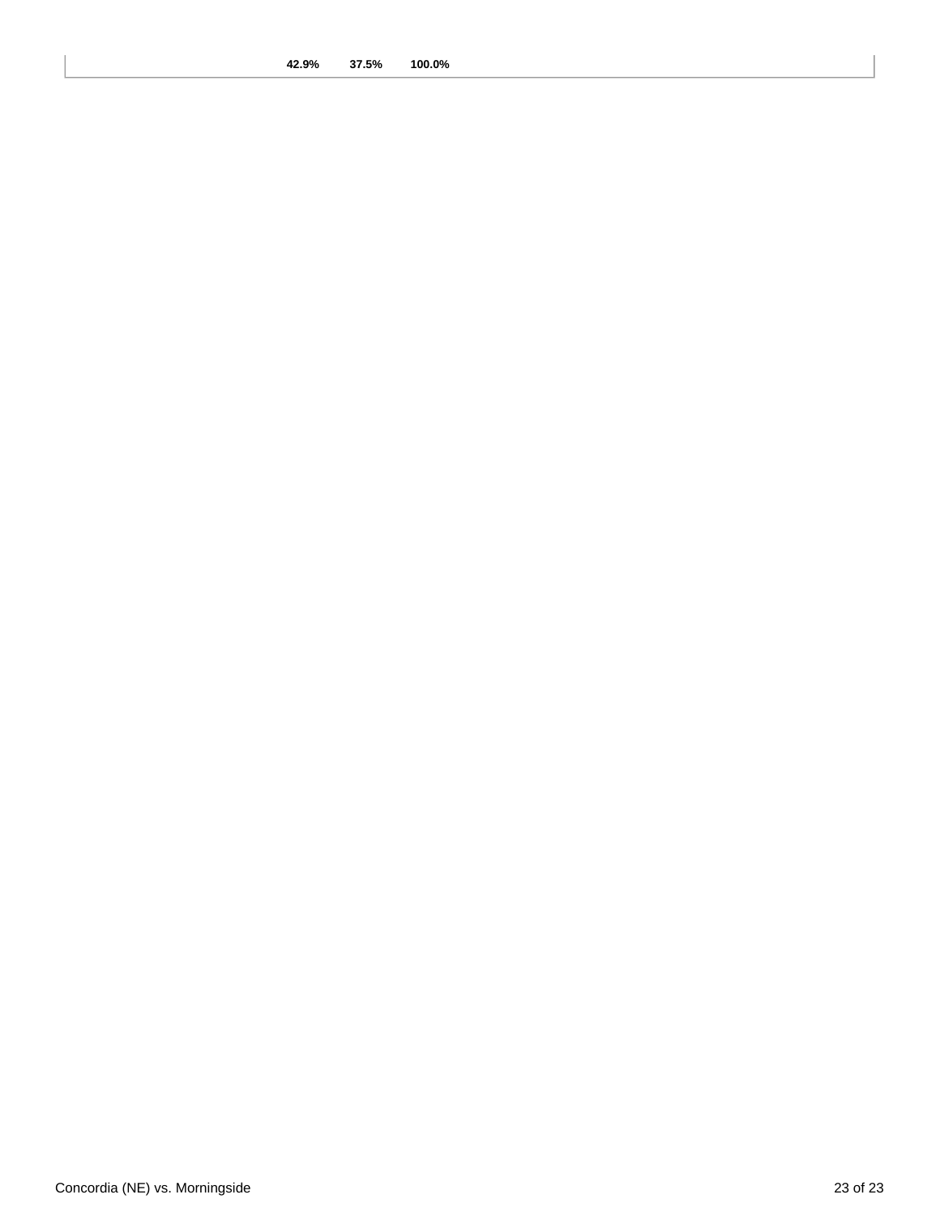| | | | | |
|---|---|---|---|---|
| | **42.9%** | **37.5%** | **100.0%** | |